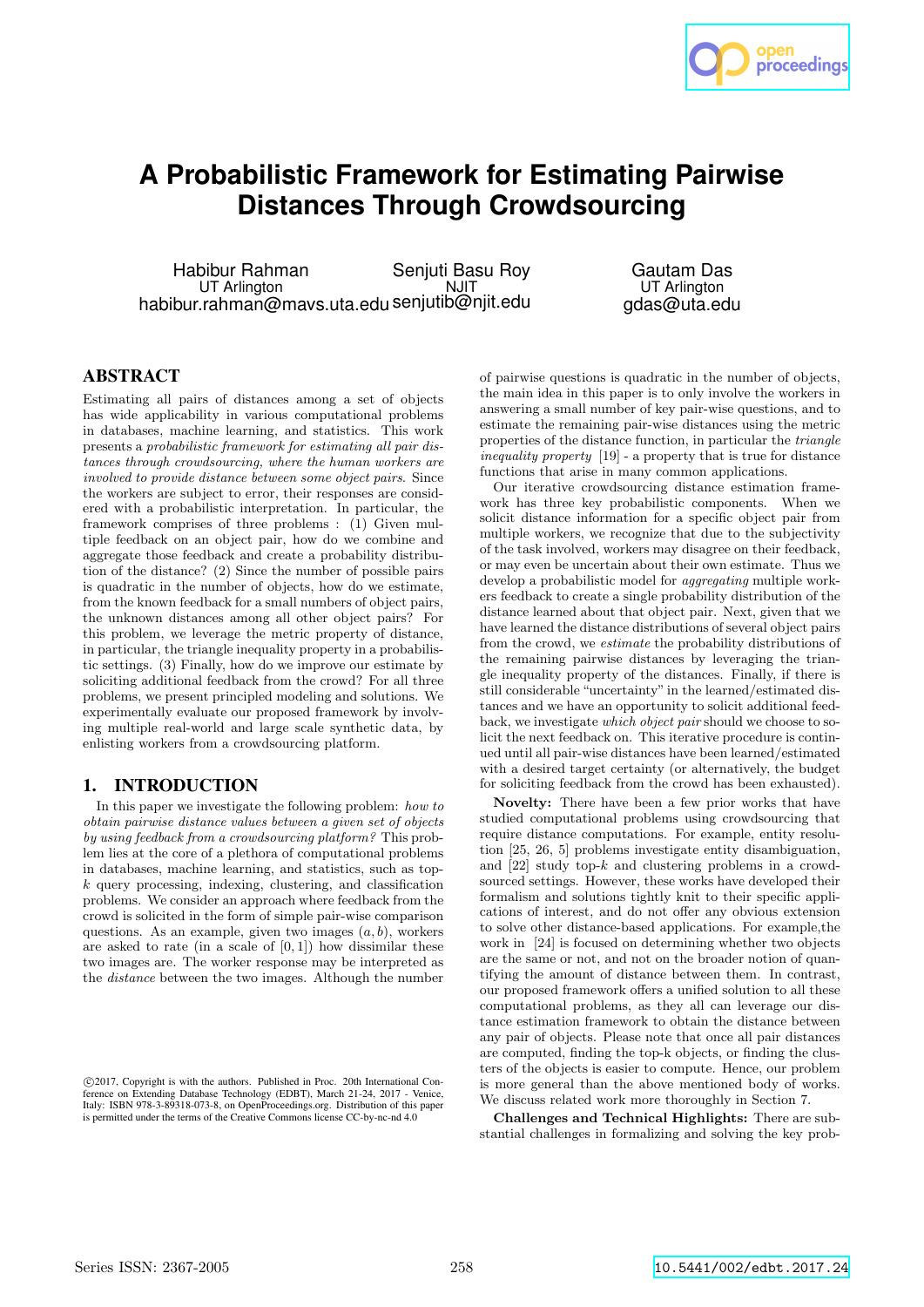# A Probabilistic Framework for Estimating Pairwise Distances Through Crowdsourcing

Habibur Rahman
UT Arlington
habibur.rahman@mavs.uta.edu

Senjuti Basu Roy
NJIT
senjutib@njit.edu

Gautam Das
UT Arlington
gdas@uta.edu

## ABSTRACT

Estimating all pairs of distances among a set of objects has wide applicability in various computational problems in databases, machine learning, and statistics. This work presents a *probabilistic framework for estimating all pair distances through crowdsourcing, where the human workers are involved to provide distance between some object pairs.* Since the workers are subject to error, their responses are considered with a probabilistic interpretation. In particular, the framework comprises of three problems : (1) Given multiple feedback on an object pair, how do we combine and aggregate those feedback and create a probability distribution of the distance? (2) Since the number of possible pairs is quadratic in the number of objects, how do we estimate, from the known feedback for a small numbers of object pairs, the unknown distances among all other object pairs? For this problem, we leverage the metric property of distance, in particular, the triangle inequality property in a probabilistic settings. (3) Finally, how do we improve our estimate by soliciting additional feedback from the crowd? For all three problems, we present principled modeling and solutions. We experimentally evaluate our proposed framework by involving multiple real-world and large scale synthetic data, by enlisting workers from a crowdsourcing platform.

## 1. INTRODUCTION

In this paper we investigate the following problem: *how to obtain pairwise distance values between a given set of objects by using feedback from a crowdsourcing platform?* This problem lies at the core of a plethora of computational problems in databases, machine learning, and statistics, such as top-$k$ query processing, indexing, clustering, and classification problems. We consider an approach where feedback from the crowd is solicited in the form of simple pair-wise comparison questions. As an example, given two images $(a, b)$, workers are asked to rate (in a scale of $[0, 1]$) how dissimilar these two images are. The worker response may be interpreted as the *distance* between the two images. Although the number of pairwise questions is quadratic in the number of objects, the main idea in this paper is to only involve the workers in answering a small number of key pair-wise questions, and to estimate the remaining pair-wise distances using the metric properties of the distance function, in particular the *triangle inequality property* [19] - a property that is true for distance functions that arise in many common applications.

Our iterative crowdsourcing distance estimation framework has three key probabilistic components. When we solicit distance information for a specific object pair from multiple workers, we recognize that due to the subjectivity of the task involved, workers may disagree on their feedback, or may even be uncertain about their own estimate. Thus we develop a probabilistic model for *aggregating* multiple workers feedback to create a single probability distribution of the distance learned about that object pair. Next, given that we have learned the distance distributions of several object pairs from the crowd, we *estimate* the probability distributions of the remaining pairwise distances by leveraging the triangle inequality property of the distances. Finally, if there is still considerable "uncertainty" in the learned/estimated distances and we have an opportunity to solicit additional feedback, we investigate *which object pair* should we choose to solicit the next feedback on. This iterative procedure is continued until all pair-wise distances have been learned/estimated with a desired target certainty (or alternatively, the budget for soliciting feedback from the crowd has been exhausted).

**Novelty:** There have been a few prior works that have studied computational problems using crowdsourcing that require distance computations. For example, entity resolution [25, 26, 5] problems investigate entity disambiguation, and [22] study top-$k$ and clustering problems in a crowdsourced settings. However, these works have developed their formalism and solutions tightly knit to their specific applications of interest, and do not offer any obvious extension to solve other distance-based applications. For example,the work in [24] is focused on determining whether two objects are the same or not, and not on the broader notion of quantifying the amount of distance between them. In contrast, our proposed framework offers a unified solution to all these computational problems, as they all can leverage our distance estimation framework to obtain the distance between any pair of objects. Please note that once all pair distances are computed, finding the top-k objects, or finding the clusters of the objects is easier to compute. Hence, our problem is more general than the above mentioned body of works. We discuss related work more thoroughly in Section 7.

**Challenges and Technical Highlights:** There are substantial challenges in formalizing and solving the key prob-

©2017, Copyright is with the authors. Published in Proc. 20th International Conference on Extending Database Technology (EDBT), March 21-24, 2017 - Venice, Italy: ISBN 978-3-89318-073-8, on OpenProceedings.org. Distribution of this paper is permitted under the terms of the Creative Commons license CC-by-nc-nd 4.0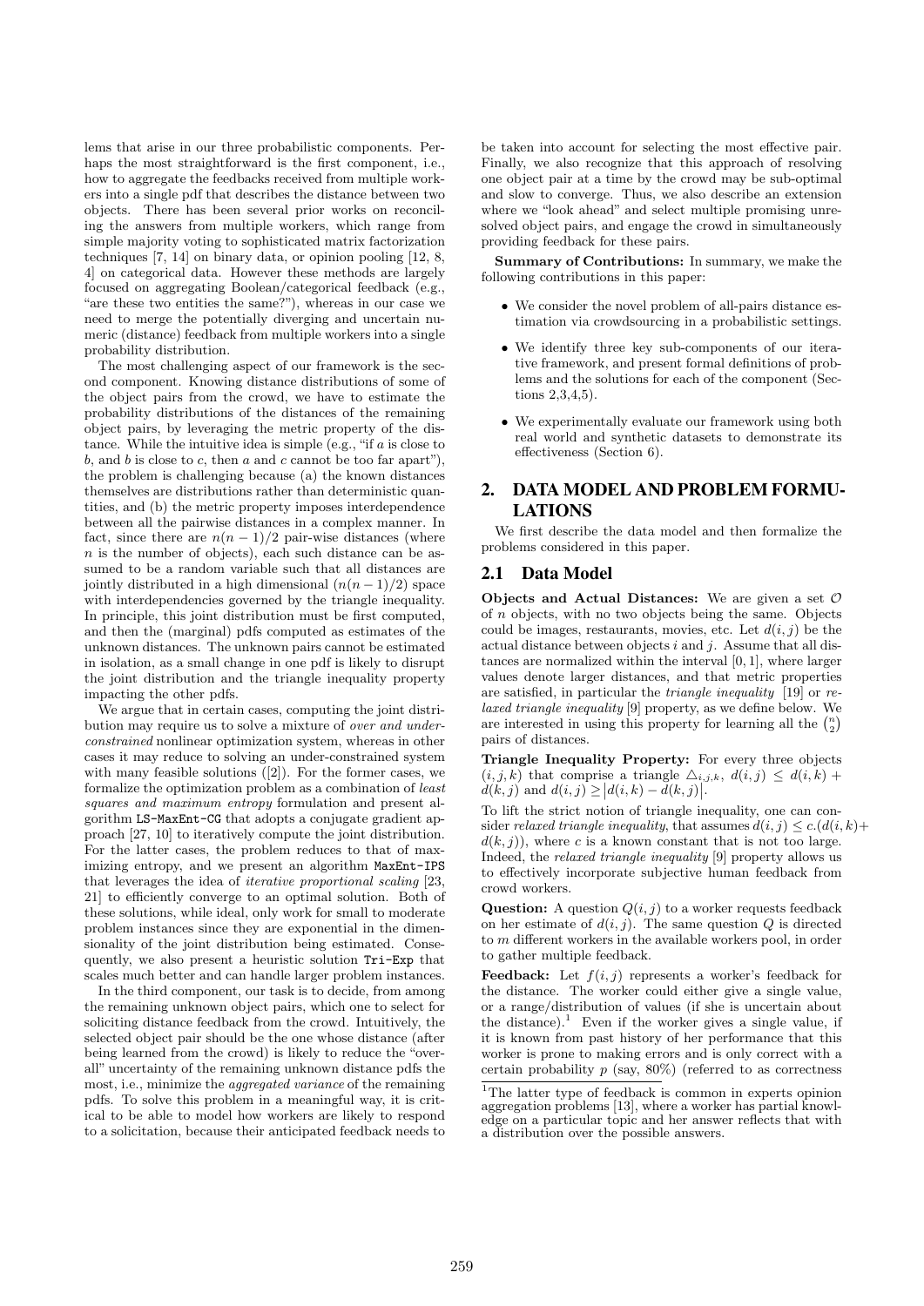lems that arise in our three probabilistic components. Perhaps the most straightforward is the first component, i.e., how to aggregate the feedbacks received from multiple workers into a single pdf that describes the distance between two objects. There has been several prior works on reconciling the answers from multiple workers, which range from simple majority voting to sophisticated matrix factorization techniques [7, 14] on binary data, or opinion pooling [12, 8, 4] on categorical data. However these methods are largely focused on aggregating Boolean/categorical feedback (e.g., "are these two entities the same?"), whereas in our case we need to merge the potentially diverging and uncertain numeric (distance) feedback from multiple workers into a single probability distribution.

The most challenging aspect of our framework is the second component. Knowing distance distributions of some of the object pairs from the crowd, we have to estimate the probability distributions of the distances of the remaining object pairs, by leveraging the metric property of the distance. While the intuitive idea is simple (e.g., "if $a$ is close to $b$, and $b$ is close to $c$, then $a$ and $c$ cannot be too far apart"), the problem is challenging because (a) the known distances themselves are distributions rather than deterministic quantities, and (b) the metric property imposes interdependence between all the pairwise distances in a complex manner. In fact, since there are $n(n-1)/2$ pair-wise distances (where $n$ is the number of objects), each such distance can be assumed to be a random variable such that all distances are jointly distributed in a high dimensional ($n(n-1)/2$) space with interdependencies governed by the triangle inequality. In principle, this joint distribution must be first computed, and then the (marginal) pdfs computed as estimates of the unknown distances. The unknown pairs cannot be estimated in isolation, as a small change in one pdf is likely to disrupt the joint distribution and the triangle inequality property impacting the other pdfs.

We argue that in certain cases, computing the joint distribution may require us to solve a mixture of *over and under-constrained* nonlinear optimization system, whereas in other cases it may reduce to solving an under-constrained system with many feasible solutions ([2]). For the former cases, we formalize the optimization problem as a combination of *least squares and maximum entropy* formulation and present algorithm `LS-MaxEnt-CG` that adopts a conjugate gradient approach [27, 10] to iteratively compute the joint distribution. For the latter cases, the problem reduces to that of maximizing entropy, and we present an algorithm `MaxEnt-IPS` that leverages the idea of *iterative proportional scaling* [23, 21] to efficiently converge to an optimal solution. Both of these solutions, while ideal, only work for small to moderate problem instances since they are exponential in the dimensionality of the joint distribution being estimated. Consequently, we also present a heuristic solution `Tri-Exp` that scales much better and can handle larger problem instances.

In the third component, our task is to decide, from among the remaining unknown object pairs, which one to select for soliciting distance feedback from the crowd. Intuitively, the selected object pair should be the one whose distance (after being learned from the crowd) is likely to reduce the "overall" uncertainty of the remaining unknown distance pdfs the most, i.e., minimize the *aggregated variance* of the remaining pdfs. To solve this problem in a meaningful way, it is critical to be able to model how workers are likely to respond to a solicitation, because their anticipated feedback needs to be taken into account for selecting the most effective pair. Finally, we also recognize that this approach of resolving one object pair at a time by the crowd may be sub-optimal and slow to converge. Thus, we also describe an extension where we "look ahead" and select multiple promising unresolved object pairs, and engage the crowd in simultaneously providing feedback for these pairs.

**Summary of Contributions:** In summary, we make the following contributions in this paper:

- We consider the novel problem of all-pairs distance estimation via crowdsourcing in a probabilistic settings.
- We identify three key sub-components of our iterative framework, and present formal definitions of problems and the solutions for each of the component (Sections 2,3,4,5).
- We experimentally evaluate our framework using both real world and synthetic datasets to demonstrate its effectiveness (Section 6).

## 2. DATA MODEL AND PROBLEM FORMULATIONS

We first describe the data model and then formalize the problems considered in this paper.

### 2.1 Data Model

**Objects and Actual Distances:** We are given a set $\mathcal{O}$ of $n$ objects, with no two objects being the same. Objects could be images, restaurants, movies, etc. Let $d(i,j)$ be the actual distance between objects $i$ and $j$. Assume that all distances are normalized within the interval $[0,1]$, where larger values denote larger distances, and that metric properties are satisfied, in particular the *triangle inequality* [19] or *relaxed triangle inequality* [9] property, as we define below. We are interested in using this property for learning all the $\binom{n}{2}$ pairs of distances.

**Triangle Inequality Property:** For every three objects $(i,j,k)$ that comprise a triangle $\triangle_{i,j,k}$, $d(i,j) \leq d(i,k) + d(k,j)$ and $d(i,j) \geq \left|d(i,k) - d(k,j)\right|$.

To lift the strict notion of triangle inequality, one can consider *relaxed triangle inequality*, that assumes $d(i,j) \leq c.(d(i,k) + d(k,j))$, where $c$ is a known constant that is not too large. Indeed, the *relaxed triangle inequality* [9] property allows us to effectively incorporate subjective human feedback from crowd workers.

**Question:** A question $Q(i,j)$ to a worker requests feedback on her estimate of $d(i,j)$. The same question $Q$ is directed to $m$ different workers in the available workers pool, in order to gather multiple feedback.

**Feedback:** Let $f(i,j)$ represents a worker's feedback for the distance. The worker could either give a single value, or a range/distribution of values (if she is uncertain about the distance).[1] Even if the worker gives a single value, if it is known from past history of her performance that this worker is prone to making errors and is only correct with a certain probability $p$ (say, 80%) (referred to as correctness

[1] The latter type of feedback is common in experts opinion aggregation problems [13], where a worker has partial knowledge on a particular topic and her answer reflects that with a distribution over the possible answers.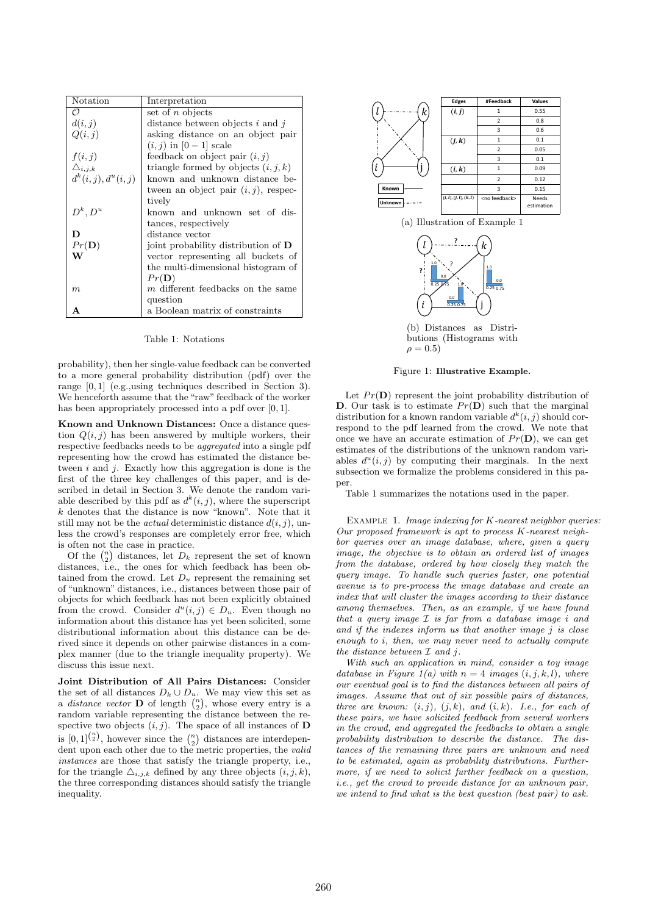| Notation | Interpretation |
|---|---|
| $\mathcal{O}$ | set of $n$ objects |
| $d(i,j)$ | distance between objects $i$ and $j$ |
| $Q(i,j)$ | asking distance on an object pair $(i,j)$ in $[0-1]$ scale |
| $f(i,j)$ | feedback on object pair $(i,j)$ |
| $\triangle_{i,j,k}$ | triangle formed by objects $(i,j,k)$ |
| $d^k(i,j), d^u(i,j)$ | known and unknown distance between an object pair $(i,j)$, respectively |
| $D^k, D^u$ | known and unknown set of distances, respectively |
| $\mathbf{D}$ | distance vector |
| $Pr(\mathbf{D})$ | joint probability distribution of $\mathbf{D}$ |
| $\mathbf{W}$ | vector representing all buckets of the multi-dimensional histogram of $Pr(\mathbf{D})$ |
| $m$ | $m$ different feedbacks on the same question |
| $\mathbf{A}$ | a Boolean matrix of constraints |

Table 1: Notations

probability), then her single-value feedback can be converted to a more general probability distribution (pdf) over the range $[0,1]$ (e.g.,using techniques described in Section 3). We henceforth assume that the "raw" feedback of the worker has been appropriately processed into a pdf over $[0,1]$.

**Known and Unknown Distances:** Once a distance question $Q(i,j)$ has been answered by multiple workers, their respective feedbacks needs to be *aggregated* into a single pdf representing how the crowd has estimated the distance between $i$ and $j$. Exactly how this aggregation is done is the first of the three key challenges of this paper, and is described in detail in Section 3. We denote the random variable described by this pdf as $d^k(i,j)$, where the superscript $k$ denotes that the distance is now "known". Note that it still may not be the *actual* deterministic distance $d(i,j)$, unless the crowd's responses are completely error free, which is often not the case in practice.

Of the $\binom{n}{2}$ distances, let $D_k$ represent the set of known distances, i.e., the ones for which feedback has been obtained from the crowd. Let $D_u$ represent the remaining set of "unknown" distances, i.e., distances between those pair of objects for which feedback has not been explicitly obtained from the crowd. Consider $d^u(i,j) \in D_u$. Even though no information about this distance has yet been solicited, some distributional information about this distance can be derived since it depends on other pairwise distances in a complex manner (due to the triangle inequality property). We discuss this issue next.

**Joint Distribution of All Pairs Distances:** Consider the set of all distances $D_k \cup D_u$. We may view this set as a *distance vector* $\mathbf{D}$ of length $\binom{n}{2}$, whose every entry is a random variable representing the distance between the respective two objects $(i,j)$. The space of all instances of $\mathbf{D}$ is $[0,1]^{\binom{n}{2}}$, however since the $\binom{n}{2}$ distances are interdependent upon each other due to the metric properties, the *valid instances* are those that satisfy the triangle property, i.e., for the triangle $\triangle_{i,j,k}$ defined by any three objects $(i,j,k)$, the three corresponding distances should satisfy the triangle inequality.

| Edges | #Feedback | Values |
|---|---|---|
| $(i,j)$ | 1 | 0.55 |
| | 2 | 0.8 |
| | 3 | 0.6 |
| $(j,k)$ | 1 | 0.1 |
| | 2 | 0.05 |
| | 3 | 0.1 |
| $(i,k)$ | 1 | 0.09 |
| | 2 | 0.12 |
| | 3 | 0.15 |
| $(i,l),(j,l),(k,l)$ | <no feedback> | Needs estimation |

(a) Illustration of Example 1

(b) Distances as Distributions (Histograms with $\rho = 0.5$)

Figure 1: **Illustrative Example.**

Let $Pr(\mathbf{D})$ represent the joint probability distribution of $\mathbf{D}$. Our task is to estimate $Pr(\mathbf{D})$ such that the marginal distribution for a known random variable $d^k(i,j)$ should correspond to the pdf learned from the crowd. We note that once we have an accurate estimation of $Pr(\mathbf{D})$, we can get estimates of the distributions of the unknown random variables $d^u(i,j)$ by computing their marginals. In the next subsection we formalize the problems considered in this paper.

Table 1 summarizes the notations used in the paper.

EXAMPLE 1. *Image indexing for $K$-nearest neighbor queries: Our proposed framework is apt to process $K$-nearest neighbor queries over an image database, where, given a query image, the objective is to obtain an ordered list of images from the database, ordered by how closely they match the query image. To handle such queries faster, one potential avenue is to pre-process the image database and create an index that will cluster the images according to their distance among themselves. Then, as an example, if we have found that a query image $\mathcal{I}$ is far from a database image $i$ and and if the indexes inform us that another image $j$ is close enough to $i$, then, we may never need to actually compute the distance between $\mathcal{I}$ and $j$.*

*With such an application in mind, consider a toy image database in Figure 1(a) with $n = 4$ images $(i,j,k,l)$, where our eventual goal is to find the distances between all pairs of images. Assume that out of six possible pairs of distances, three are known: $(i,j)$, $(j,k)$, and $(i,k)$. I.e., for each of these pairs, we have solicited feedback from several workers in the crowd, and aggregated the feedbacks to obtain a single probability distribution to describe the distance. The distances of the remaining three pairs are unknown and need to be estimated, again as probability distributions. Furthermore, if we need to solicit further feedback on a question, i.e., get the crowd to provide distance for an unknown pair, we intend to find what is the best question (best pair) to ask.*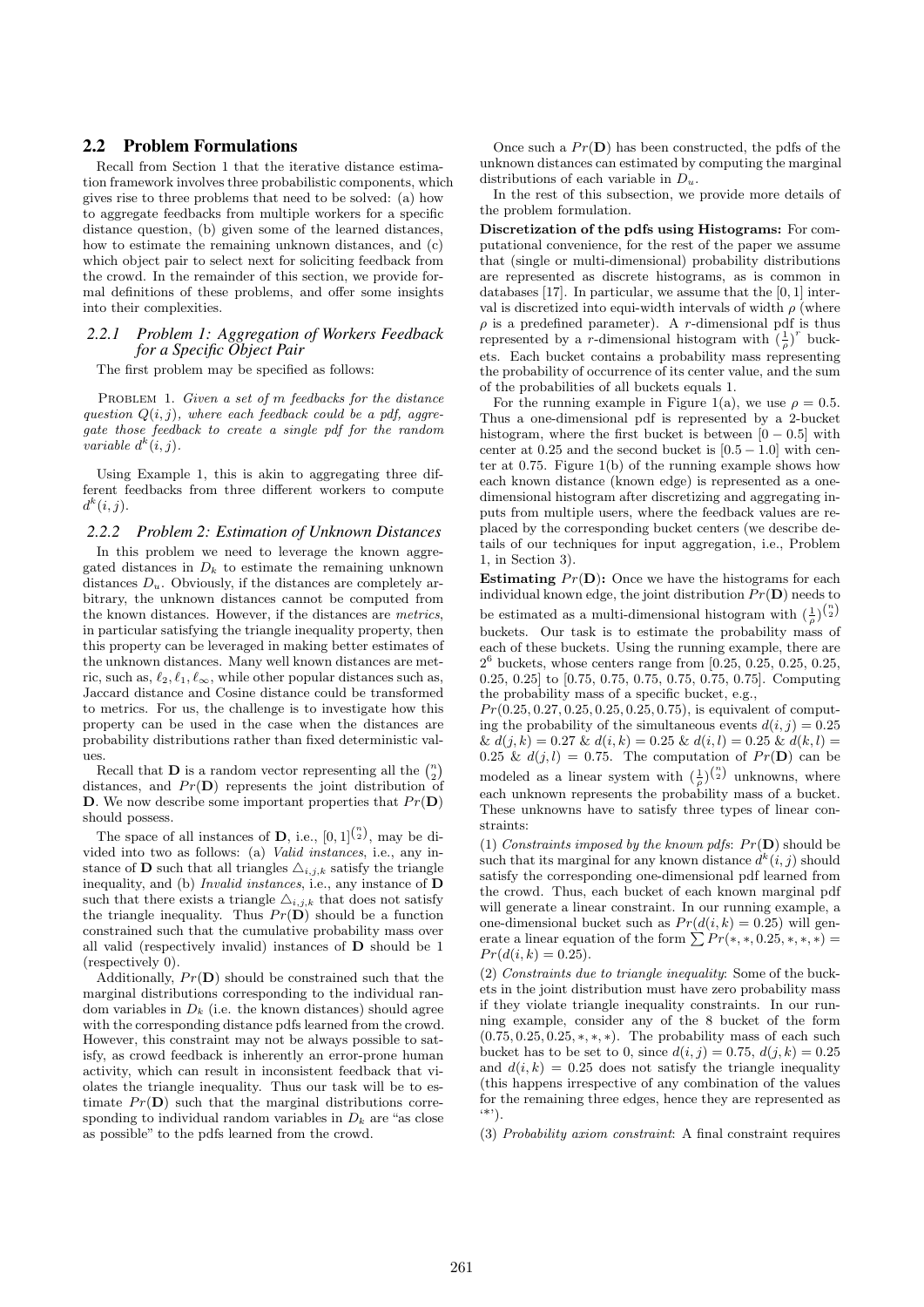## 2.2 Problem Formulations

Recall from Section 1 that the iterative distance estimation framework involves three probabilistic components, which gives rise to three problems that need to be solved: (a) how to aggregate feedbacks from multiple workers for a specific distance question, (b) given some of the learned distances, how to estimate the remaining unknown distances, and (c) which object pair to select next for soliciting feedback from the crowd. In the remainder of this section, we provide formal definitions of these problems, and offer some insights into their complexities.

### 2.2.1 Problem 1: Aggregation of Workers Feedback for a Specific Object Pair

The first problem may be specified as follows:

Problem 1. *Given a set of $m$ feedbacks for the distance question $Q(i,j)$, where each feedback could be a pdf, aggregate those feedback to create a single pdf for the random variable $d^k(i,j)$.*

Using Example 1, this is akin to aggregating three different feedbacks from three different workers to compute $d^k(i,j)$.

### 2.2.2 Problem 2: Estimation of Unknown Distances

In this problem we need to leverage the known aggregated distances in $D_k$ to estimate the remaining unknown distances $D_u$. Obviously, if the distances are completely arbitrary, the unknown distances cannot be computed from the known distances. However, if the distances are *metrics*, in particular satisfying the triangle inequality property, then this property can be leveraged in making better estimates of the unknown distances. Many well known distances are metric, such as, $\ell_2, \ell_1, \ell_\infty$, while other popular distances such as, Jaccard distance and Cosine distance could be transformed to metrics. For us, the challenge is to investigate how this property can be used in the case when the distances are probability distributions rather than fixed deterministic values.

Recall that $\mathbf{D}$ is a random vector representing all the $\binom{n}{2}$ distances, and $Pr(\mathbf{D})$ represents the joint distribution of $\mathbf{D}$. We now describe some important properties that $Pr(\mathbf{D})$ should possess.

The space of all instances of $\mathbf{D}$, i.e., $[0,1]^{\binom{n}{2}}$, may be divided into two as follows: (a) *Valid instances*, i.e., any instance of $\mathbf{D}$ such that all triangles $\triangle_{i,j,k}$ satisfy the triangle inequality, and (b) *Invalid instances*, i.e., any instance of $\mathbf{D}$ such that there exists a triangle $\triangle_{i,j,k}$ that does not satisfy the triangle inequality. Thus $Pr(\mathbf{D})$ should be a function constrained such that the cumulative probability mass over all valid (respectively invalid) instances of $\mathbf{D}$ should be 1 (respectively 0).

Additionally, $Pr(\mathbf{D})$ should be constrained such that the marginal distributions corresponding to the individual random variables in $D_k$ (i.e. the known distances) should agree with the corresponding distance pdfs learned from the crowd. However, this constraint may not be always possible to satisfy, as crowd feedback is inherently an error-prone human activity, which can result in inconsistent feedback that violates the triangle inequality. Thus our task will be to estimate $Pr(\mathbf{D})$ such that the marginal distributions corresponding to individual random variables in $D_k$ are "as close as possible" to the pdfs learned from the crowd.

Once such a $Pr(\mathbf{D})$ has been constructed, the pdfs of the unknown distances can estimated by computing the marginal distributions of each variable in $D_u$.

In the rest of this subsection, we provide more details of the problem formulation.

**Discretization of the pdfs using Histograms:** For computational convenience, for the rest of the paper we assume that (single or multi-dimensional) probability distributions are represented as discrete histograms, as is common in databases [17]. In particular, we assume that the $[0,1]$ interval is discretized into equi-width intervals of width $\rho$ (where $\rho$ is a predefined parameter). A $r$-dimensional pdf is thus represented by a $r$-dimensional histogram with $(\frac{1}{\rho})^r$ buckets. Each bucket contains a probability mass representing the probability of occurrence of its center value, and the sum of the probabilities of all buckets equals 1.

For the running example in Figure 1(a), we use $\rho = 0.5$. Thus a one-dimensional pdf is represented by a 2-bucket histogram, where the first bucket is between $[0-0.5]$ with center at 0.25 and the second bucket is $[0.5-1.0]$ with center at 0.75. Figure 1(b) of the running example shows how each known distance (known edge) is represented as a one-dimensional histogram after discretizing and aggregating inputs from multiple users, where the feedback values are replaced by the corresponding bucket centers (we describe details of our techniques for input aggregation, i.e., Problem 1, in Section 3).

**Estimating $Pr(\mathbf{D})$:** Once we have the histograms for each individual known edge, the joint distribution $Pr(\mathbf{D})$ needs to be estimated as a multi-dimensional histogram with $(\frac{1}{\rho})^{\binom{n}{2}}$ buckets. Our task is to estimate the probability mass of each of these buckets. Using the running example, there are $2^6$ buckets, whose centers range from [0.25, 0.25, 0.25, 0.25, 0.25, 0.25] to [0.75, 0.75, 0.75, 0.75, 0.75, 0.75]. Computing the probability mass of a specific bucket, e.g., $Pr(0.25, 0.27, 0.25, 0.25, 0.25, 0.75)$, is equivalent of computing the probability of the simultaneous events $d(i,j) = 0.25$ & $d(j,k) = 0.27$ & $d(i,k) = 0.25$ & $d(i,l) = 0.25$ & $d(k,l) = 0.25$ & $d(j,l) = 0.75$. The computation of $Pr(\mathbf{D})$ can be modeled as a linear system with $(\frac{1}{\rho})^{\binom{n}{2}}$ unknowns, where each unknown represents the probability mass of a bucket. These unknowns have to satisfy three types of linear constraints:

(1) *Constraints imposed by the known pdfs*: $Pr(\mathbf{D})$ should be such that its marginal for any known distance $d^k(i,j)$ should satisfy the corresponding one-dimensional pdf learned from the crowd. Thus, each bucket of each known marginal pdf will generate a linear constraint. In our running example, a one-dimensional bucket such as $Pr(d(i,k) = 0.25)$ will generate a linear equation of the form $\sum Pr(*,*,0.25,*,*,*) = Pr(d(i,k) = 0.25)$.

(2) *Constraints due to triangle inequality*: Some of the buckets in the joint distribution must have zero probability mass if they violate triangle inequality constraints. In our running example, consider any of the 8 bucket of the form $(0.75, 0.25, 0.25, *, *, *)$. The probability mass of each such bucket has to be set to 0, since $d(i,j) = 0.75$, $d(j,k) = 0.25$ and $d(i,k) = 0.25$ does not satisfy the triangle inequality (this happens irrespective of any combination of the values for the remaining three edges, hence they are represented as '*').

(3) *Probability axiom constraint*: A final constraint requires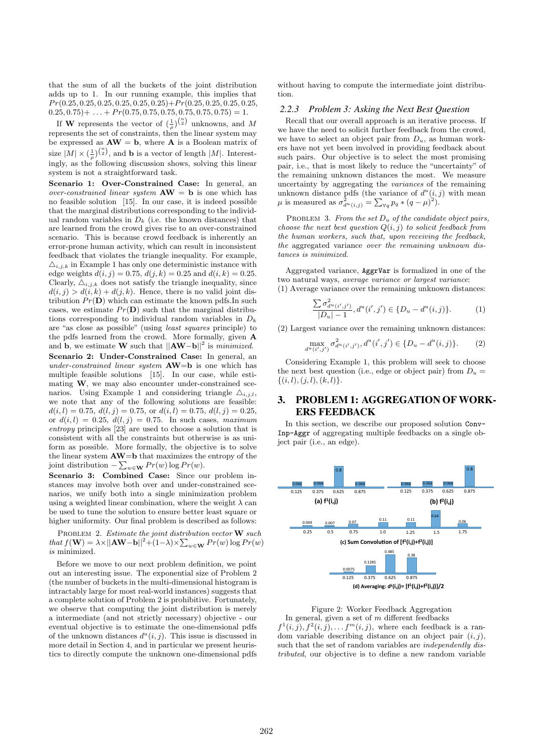that the sum of all the buckets of the joint distribution adds up to 1. In our running example, this implies that $Pr(0.25, 0.25, 0.25, 0.25, 0.25, 0.25) + Pr(0.25, 0.25, 0.25, 0.25, 0.25, 0.75) + \ldots + Pr(0.75, 0.75, 0.75, 0.75, 0.75, 0.75) = 1$.

If $\mathbf{W}$ represents the vector of $(\frac{1}{\rho})^{\binom{n}{2}}$ unknowns, and $M$ represents the set of constraints, then the linear system may be expressed as $\mathbf{AW} = \mathbf{b}$, where $\mathbf{A}$ is a Boolean matrix of size $|M| \times (\frac{1}{\rho})^{\binom{n}{2}}$, and $\mathbf{b}$ is a vector of length $|M|$. Interestingly, as the following discussion shows, solving this linear system is not a straightforward task.

**Scenario 1: Over-Constrained Case:** In general, an *over-constrained linear system* $\mathbf{AW} = \mathbf{b}$ is one which has no feasible solution [15]. In our case, it is indeed possible that the marginal distributions corresponding to the individual random variables in $D_k$ (i.e. the known distances) that are learned from the crowd gives rise to an over-constrained scenario. This is because crowd feedback is inherently an error-prone human activity, which can result in inconsistent feedback that violates the triangle inequality. For example, $\triangle_{i,j,k}$ in Example 1 has only one deterministic instance with edge weights $d(i,j) = 0.75$, $d(j,k) = 0.25$ and $d(i,k) = 0.25$. Clearly, $\triangle_{i,j,k}$ does not satisfy the triangle inequality, since $d(i,j) > d(i,k) + d(j,k)$. Hence, there is no valid joint distribution $Pr(\mathbf{D})$ which can estimate the known pdfs.In such cases, we estimate $Pr(\mathbf{D})$ such that the marginal distributions corresponding to individual random variables in $D_k$ are "as close as possible" (using *least squares* principle) to the pdfs learned from the crowd. More formally, given $\mathbf{A}$ and $\mathbf{b}$, we estimate $\mathbf{W}$ such that $||\mathbf{AW}-\mathbf{b}||^2$ is *minimized*.

**Scenario 2: Under-Constrained Case:** In general, an *under-constrained linear system* $\mathbf{AW}$=$\mathbf{b}$ is one which has multiple feasible solutions [15]. In our case, while estimating $\mathbf{W}$, we may also encounter under-constrained scenarios. Using Example 1 and considering triangle $\triangle_{i,j,l}$, we note that any of the following solutions are feasible: $d(i,l) = 0.75$, $d(l,j) = 0.75$, or $d(i,l) = 0.75$, $d(l,j) = 0.25$, or $d(i,l) = 0.25$, $d(l,j) = 0.75$. In such cases, *maximum entropy* principles [23] are used to choose a solution that is consistent with all the constraints but otherwise is as uniform as possible. More formally, the objective is to solve the linear system $\mathbf{AW}$=$\mathbf{b}$ that maximizes the entropy of the joint distribution $-\sum_{w \in \mathbf{W}} Pr(w) \log Pr(w)$.

**Scenario 3: Combined Case:** Since our problem instances may involve both over and under-constrained scenarios, we unify both into a single minimization problem using a weighted linear combination, where the weight $\lambda$ can be used to tune the solution to ensure better least square or higher uniformity. Our final problem is described as follows:

Problem 2. *Estimate the joint distribution vector* $\mathbf{W}$ *such that* $f(\mathbf{W}) = \lambda \times ||\mathbf{AW}-\mathbf{b}||^2 + (1-\lambda) \times \sum_{w \in \mathbf{W}} Pr(w) \log Pr(w)$ *is minimized.*

Before we move to our next problem definition, we point out an interesting issue. The exponential size of Problem 2 (the number of buckets in the multi-dimensional histogram is intractably large for most real-world instances) suggests that a complete solution of Problem 2 is prohibitive. Fortunately, we observe that computing the joint distribution is merely a intermediate (and not strictly necessary) objective - our eventual objective is to estimate the one-dimensional pdfs of the unknown distances $d^u(i,j)$. This issue is discussed in more detail in Section 4, and in particular we present heuristics to directly compute the unknown one-dimensional pdfs without having to compute the intermediate joint distribution.

### 2.2.3 Problem 3: Asking the Next Best Question

Recall that our overall approach is an iterative process. If we have the need to solicit further feedback from the crowd, we have to select an object pair from $D_u$, as human workers have not yet been involved in providing feedback about such pairs. Our objective is to select the most promising pair, i.e., that is most likely to reduce the "uncertainty" of the remaining unknown distances the most. We measure uncertainty by aggregating the *variances* of the remaining unknown distance pdfs (the variance of $d^u(i,j)$ with mean $\mu$ is measured as $\sigma^2_{d^u(i,j)} = \sum_{\forall q} p_q * (q-\mu)^2$).

Problem 3. *From the set* $D_u$ *of the candidate object pairs, choose the next best question* $Q(i,j)$ *to solicit feedback from the human workers, such that, upon receiving the feedback, the* aggregated variance *over the remaining unknown distances is minimized.*

Aggregated variance, `AggrVar` is formalized in one of the two natural ways, *average variance or largest variance*:

(1) Average variance over the remaining unknown distances:

$$\frac{\sum \sigma^2_{d^u(i',j')}}{|D_u| - 1}, d^u(i',j') \in \{D_u - d^u(i,j)\}. \quad (1)$$

(2) Largest variance over the remaining unknown distances:

$$\max_{d^u(i',j')} \sigma^2_{d^u(i',j')}, d^u(i',j') \in \{D_u - d^u(i,j)\}. \quad (2)$$

Considering Example 1, this problem will seek to choose the next best question (i.e., edge or object pair) from $D_u = \{(i,l),(j,l),(k,l)\}$.

## 3. PROBLEM 1: AGGREGATION OF WORKERS FEEDBACK

In this section, we describe our proposed solution `Conv-Inp-Aggr` of aggregating multiple feedbacks on a single object pair (i.e., an edge).

Figure 2: Worker Feedback Aggregation

In general, given a set of $m$ different feedbacks $f^1(i,j), f^2(i,j), \ldots f^m(i,j)$, where each feedback is a random variable describing distance on an object pair $(i,j)$, such that the set of random variables are *independently distributed*, our objective is to define a new random variable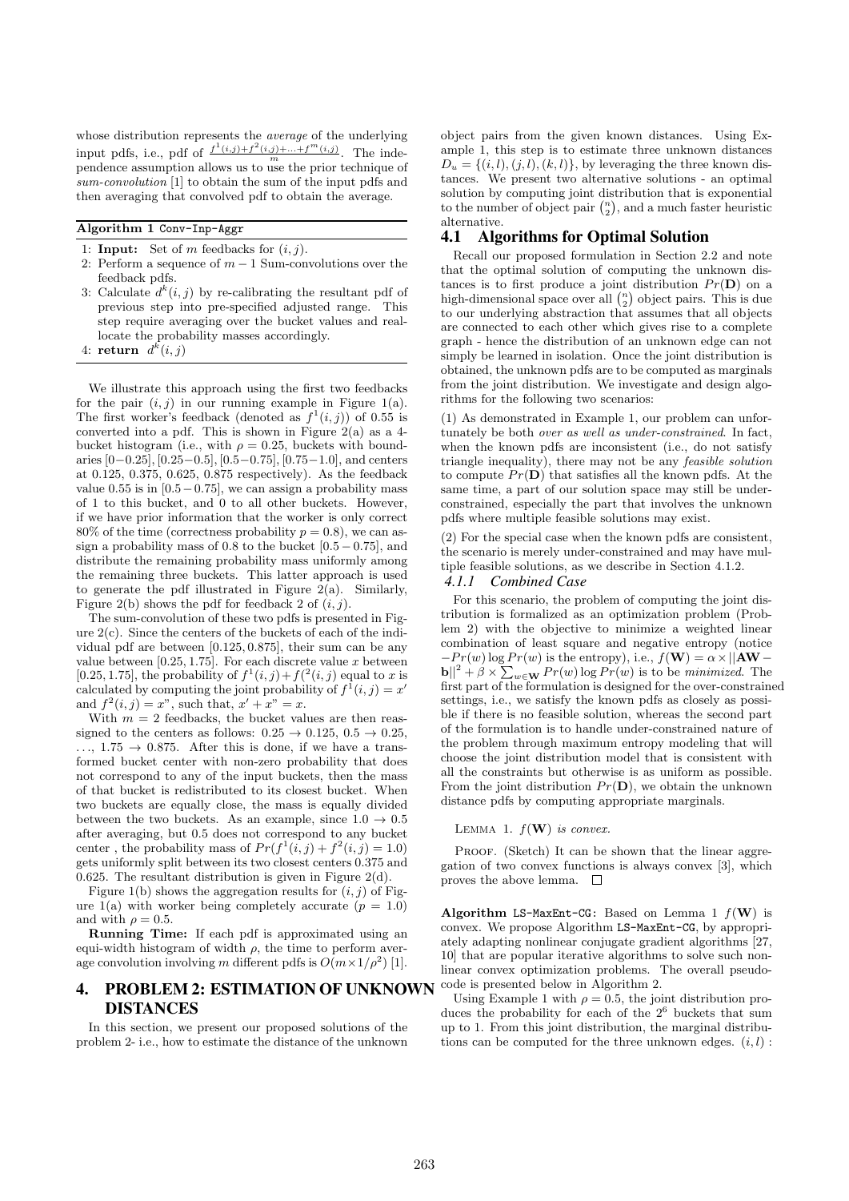whose distribution represents the *average* of the underlying input pdfs, i.e., pdf of $\frac{f^1(i,j)+f^2(i,j)+\ldots+f^m(i,j)}{m}$. The independence assumption allows us to use the prior technique of *sum-convolution* [1] to obtain the sum of the input pdfs and then averaging that convolved pdf to obtain the average.

**Algorithm 1** `Conv-Inp-Aggr`

1: **Input:** Set of $m$ feedbacks for $(i,j)$.
2: Perform a sequence of $m-1$ Sum-convolutions over the feedback pdfs.
3: Calculate $d^k(i,j)$ by re-calibrating the resultant pdf of previous step into pre-specified adjusted range. This step require averaging over the bucket values and reallocate the probability masses accordingly.
4: **return** $d^k(i,j)$

We illustrate this approach using the first two feedbacks for the pair $(i,j)$ in our running example in Figure 1(a). The first worker's feedback (denoted as $f^1(i,j)$) of 0.55 is converted into a pdf. This is shown in Figure 2(a) as a 4-bucket histogram (i.e., with $\rho = 0.25$, buckets with boundaries $[0-0.25], [0.25-0.5], [0.5-0.75], [0.75-1.0]$, and centers at 0.125, 0.375, 0.625, 0.875 respectively). As the feedback value 0.55 is in $[0.5-0.75]$, we can assign a probability mass of 1 to this bucket, and 0 to all other buckets. However, if we have prior information that the worker is only correct 80% of the time (correctness probability $p = 0.8$), we can assign a probability mass of 0.8 to the bucket $[0.5-0.75]$, and distribute the remaining probability mass uniformly among the remaining three buckets. This latter approach is used to generate the pdf illustrated in Figure 2(a). Similarly, Figure 2(b) shows the pdf for feedback 2 of $(i,j)$.

The sum-convolution of these two pdfs is presented in Figure 2(c). Since the centers of the buckets of each of the individual pdf are between $[0.125, 0.875]$, their sum can be any value between $[0.25, 1.75]$. For each discrete value $x$ between $[0.25, 1.75]$, the probability of $f^1(i,j)+f(^2(i,j)$ equal to $x$ is calculated by computing the joint probability of $f^1(i,j) = x'$ and $f^2(i,j) = x"$, such that, $x' + x" = x$.

With $m = 2$ feedbacks, the bucket values are then reassigned to the centers as follows: $0.25 \rightarrow 0.125$, $0.5 \rightarrow 0.25$, $\ldots$, $1.75 \rightarrow 0.875$. After this is done, if we have a transformed bucket center with non-zero probability that does not correspond to any of the input buckets, then the mass of that bucket is redistributed to its closest bucket. When two buckets are equally close, the mass is equally divided between the two buckets. As an example, since $1.0 \rightarrow 0.5$ after averaging, but 0.5 does not correspond to any bucket center , the probability mass of $Pr(f^1(i,j) + f^2(i,j) = 1.0)$ gets uniformly split between its two closest centers 0.375 and 0.625. The resultant distribution is given in Figure 2(d).

Figure 1(b) shows the aggregation results for $(i,j)$ of Figure 1(a) with worker being completely accurate ($p = 1.0$) and with $\rho = 0.5$.

**Running Time:** If each pdf is approximated using an equi-width histogram of width $\rho$, the time to perform average convolution involving $m$ different pdfs is $O(m \times 1/\rho^2)$ [1].

# 4. PROBLEM 2: ESTIMATION OF UNKNOWN DISTANCES

In this section, we present our proposed solutions of the problem 2- i.e., how to estimate the distance of the unknown object pairs from the given known distances. Using Example 1, this step is to estimate three unknown distances $D_u = \{(i,l),(j,l),(k,l)\}$, by leveraging the three known distances. We present two alternative solutions - an optimal solution by computing joint distribution that is exponential to the number of object pair $\binom{n}{2}$, and a much faster heuristic alternative.

## 4.1 Algorithms for Optimal Solution

Recall our proposed formulation in Section 2.2 and note that the optimal solution of computing the unknown distances is to first produce a joint distribution $Pr(\mathbf{D})$ on a high-dimensional space over all $\binom{n}{2}$ object pairs. This is due to our underlying abstraction that assumes that all objects are connected to each other which gives rise to a complete graph - hence the distribution of an unknown edge can not simply be learned in isolation. Once the joint distribution is obtained, the unknown pdfs are to be computed as marginals from the joint distribution. We investigate and design algorithms for the following two scenarios:

(1) As demonstrated in Example 1, our problem can unfortunately be both *over as well as under-constrained*. In fact, when the known pdfs are inconsistent (i.e., do not satisfy triangle inequality), there may not be any *feasible solution* to compute $Pr(\mathbf{D})$ that satisfies all the known pdfs. At the same time, a part of our solution space may still be under-constrained, especially the part that involves the unknown pdfs where multiple feasible solutions may exist.

(2) For the special case when the known pdfs are consistent, the scenario is merely under-constrained and may have multiple feasible solutions, as we describe in Section 4.1.2.

### 4.1.1 Combined Case

For this scenario, the problem of computing the joint distribution is formalized as an optimization problem (Problem 2) with the objective to minimize a weighted linear combination of least square and negative entropy (notice $-Pr(w)\log Pr(w)$ is the entropy), i.e., $f(\mathbf{W}) = \alpha \times ||\mathbf{AW} - \mathbf{b}||^2 + \beta \times \sum_{w \in \mathbf{W}} Pr(w)\log Pr(w)$ is to be *minimized*. The first part of the formulation is designed for the over-constrained settings, i.e., we satisfy the known pdfs as closely as possible if there is no feasible solution, whereas the second part of the formulation is to handle under-constrained nature of the problem through maximum entropy modeling that will choose the joint distribution model that is consistent with all the constraints but otherwise is as uniform as possible. From the joint distribution $Pr(\mathbf{D})$, we obtain the unknown distance pdfs by computing appropriate marginals.

LEMMA 1. *$f(\mathbf{W})$ is convex.*

PROOF. (Sketch) It can be shown that the linear aggregation of two convex functions is always convex [3], which proves the above lemma. □

**Algorithm** `LS-MaxEnt-CG`**:** Based on Lemma 1 $f(\mathbf{W})$ is convex. We propose Algorithm `LS-MaxEnt-CG`, by appropriately adapting nonlinear conjugate gradient algorithms [27, 10] that are popular iterative algorithms to solve such nonlinear convex optimization problems. The overall pseudocode is presented below in Algorithm 2.

Using Example 1 with $\rho = 0.5$, the joint distribution produces the probability for each of the $2^6$ buckets that sum up to 1. From this joint distribution, the marginal distributions can be computed for the three unknown edges. $(i,l)$ :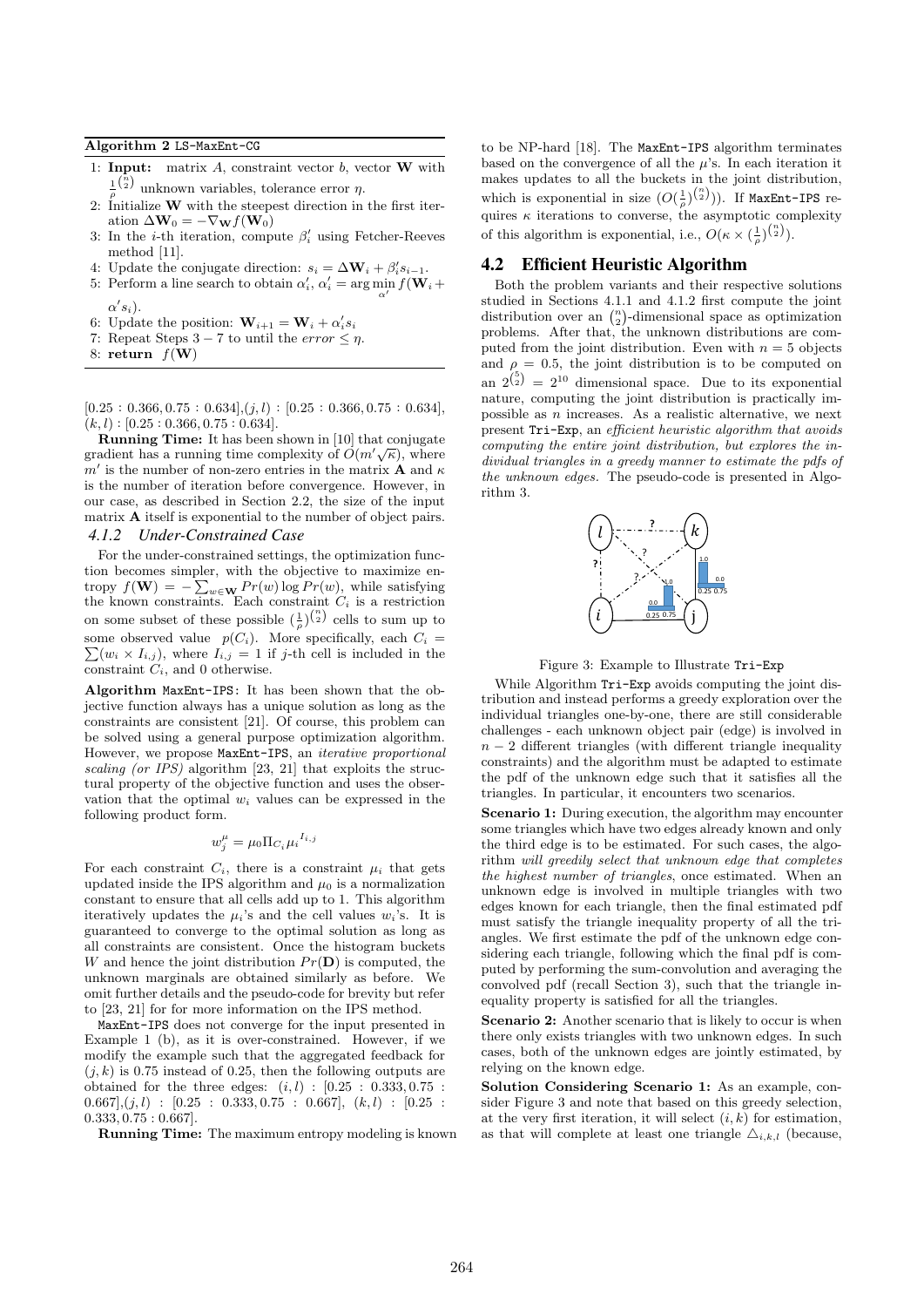**Algorithm 2** LS-MaxEnt-CG

1: **Input:** matrix $A$, constraint vector $b$, vector $\mathbf{W}$ with $\frac{1}{\rho}^{\binom{n}{2}}$ unknown variables, tolerance error $\eta$.
2: Initialize $\mathbf{W}$ with the steepest direction in the first iteration $\Delta\mathbf{W}_0 = -\nabla_{\mathbf{W}} f(\mathbf{W}_0)$
3: In the $i$-th iteration, compute $\beta_i'$ using Fetcher-Reeves method [11].
4: Update the conjugate direction: $s_i = \Delta\mathbf{W}_i + \beta_i' s_{i-1}$.
5: Perform a line search to obtain $\alpha_i'$, $\alpha_i' = \arg\min_{\alpha'} f(\mathbf{W}_i + \alpha' s_i)$.
6: Update the position: $\mathbf{W}_{i+1} = \mathbf{W}_i + \alpha_i' s_i$
7: Repeat Steps $3-7$ to until the $error \leq \eta$.
8: **return** $f(\mathbf{W})$

$[0.25 : 0.366, 0.75 : 0.634]$,$(j,l)$ : $[0.25 : 0.366, 0.75 : 0.634]$, $(k,l)$ : $[0.25 : 0.366, 0.75 : 0.634]$.

**Running Time:** It has been shown in [10] that conjugate gradient has a running time complexity of $O(m'\sqrt{\kappa})$, where $m'$ is the number of non-zero entries in the matrix $\mathbf{A}$ and $\kappa$ is the number of iteration before convergence. However, in our case, as described in Section 2.2, the size of the input matrix $\mathbf{A}$ itself is exponential to the number of object pairs.

#### *4.1.2 Under-Constrained Case*

For the under-constrained settings, the optimization function becomes simpler, with the objective to maximize entropy $f(\mathbf{W}) = -\sum_{w \in \mathbf{W}} Pr(w) \log Pr(w)$, while satisfying the known constraints. Each constraint $C_i$ is a restriction on some subset of these possible $(\frac{1}{\rho})^{\binom{n}{2}}$ cells to sum up to some observed value $p(C_i)$. More specifically, each $C_i = \sum(w_i \times I_{i,j})$, where $I_{i,j} = 1$ if $j$-th cell is included in the constraint $C_i$, and 0 otherwise.

**Algorithm** MaxEnt-IPS**:** It has been shown that the objective function always has a unique solution as long as the constraints are consistent [21]. Of course, this problem can be solved using a general purpose optimization algorithm. However, we propose MaxEnt-IPS, an *iterative proportional scaling (or IPS)* algorithm [23, 21] that exploits the structural property of the objective function and uses the observation that the optimal $w_i$ values can be expressed in the following product form.

$$w_j^{\mu} = \mu_0 \Pi_{C_i} {\mu_i}^{I_{i,j}}$$

For each constraint $C_i$, there is a constraint $\mu_i$ that gets updated inside the IPS algorithm and $\mu_0$ is a normalization constant to ensure that all cells add up to 1. This algorithm iteratively updates the $\mu_i$'s and the cell values $w_i$'s. It is guaranteed to converge to the optimal solution as long as all constraints are consistent. Once the histogram buckets $W$ and hence the joint distribution $Pr(\mathbf{D})$ is computed, the unknown marginals are obtained similarly as before. We omit further details and the pseudo-code for brevity but refer to [23, 21] for for more information on the IPS method.

MaxEnt-IPS does not converge for the input presented in Example 1 (b), as it is over-constrained. However, if we modify the example such that the aggregated feedback for $(j,k)$ is 0.75 instead of 0.25, then the following outputs are obtained for the three edges: $(i,l)$ : $[0.25 : 0.333, 0.75 : 0.667]$,$(j,l)$ : $[0.25 : 0.333, 0.75 : 0.667]$, $(k,l)$ : $[0.25 : 0.333, 0.75 : 0.667]$.

**Running Time:** The maximum entropy modeling is known to be NP-hard [18]. The MaxEnt-IPS algorithm terminates based on the convergence of all the $\mu$'s. In each iteration it makes updates to all the buckets in the joint distribution, which is exponential in size $(O(\frac{1}{\rho})^{\binom{n}{2}})$. If MaxEnt-IPS requires $\kappa$ iterations to converse, the asymptotic complexity of this algorithm is exponential, i.e., $O(\kappa \times (\frac{1}{\rho})^{\binom{n}{2}})$.

### 4.2 Efficient Heuristic Algorithm

Both the problem variants and their respective solutions studied in Sections 4.1.1 and 4.1.2 first compute the joint distribution over an $\binom{n}{2}$-dimensional space as optimization problems. After that, the unknown distributions are computed from the joint distribution. Even with $n = 5$ objects and $\rho = 0.5$, the joint distribution is to be computed on an $2^{\binom{5}{2}} = 2^{10}$ dimensional space. Due to its exponential nature, computing the joint distribution is practically impossible as $n$ increases. As a realistic alternative, we next present Tri-Exp, an *efficient heuristic algorithm that avoids computing the entire joint distribution, but explores the individual triangles in a greedy manner to estimate the pdfs of the unknown edges.* The pseudo-code is presented in Algorithm 3.

Figure 3: Example to Illustrate Tri-Exp

While Algorithm Tri-Exp avoids computing the joint distribution and instead performs a greedy exploration over the individual triangles one-by-one, there are still considerable challenges - each unknown object pair (edge) is involved in $n-2$ different triangles (with different triangle inequality constraints) and the algorithm must be adapted to estimate the pdf of the unknown edge such that it satisfies all the triangles. In particular, it encounters two scenarios.

**Scenario 1:** During execution, the algorithm may encounter some triangles which have two edges already known and only the third edge is to be estimated. For such cases, the algorithm *will greedily select that unknown edge that completes the highest number of triangles*, once estimated. When an unknown edge is involved in multiple triangles with two edges known for each triangle, then the final estimated pdf must satisfy the triangle inequality property of all the triangles. We first estimate the pdf of the unknown edge considering each triangle, following which the final pdf is computed by performing the sum-convolution and averaging the convolved pdf (recall Section 3), such that the triangle inequality property is satisfied for all the triangles.

**Scenario 2:** Another scenario that is likely to occur is when there only exists triangles with two unknown edges. In such cases, both of the unknown edges are jointly estimated, by relying on the known edge.

**Solution Considering Scenario 1:** As an example, consider Figure 3 and note that based on this greedy selection, at the very first iteration, it will select $(i,k)$ for estimation, as that will complete at least one triangle $\triangle_{i,k,l}$ (because,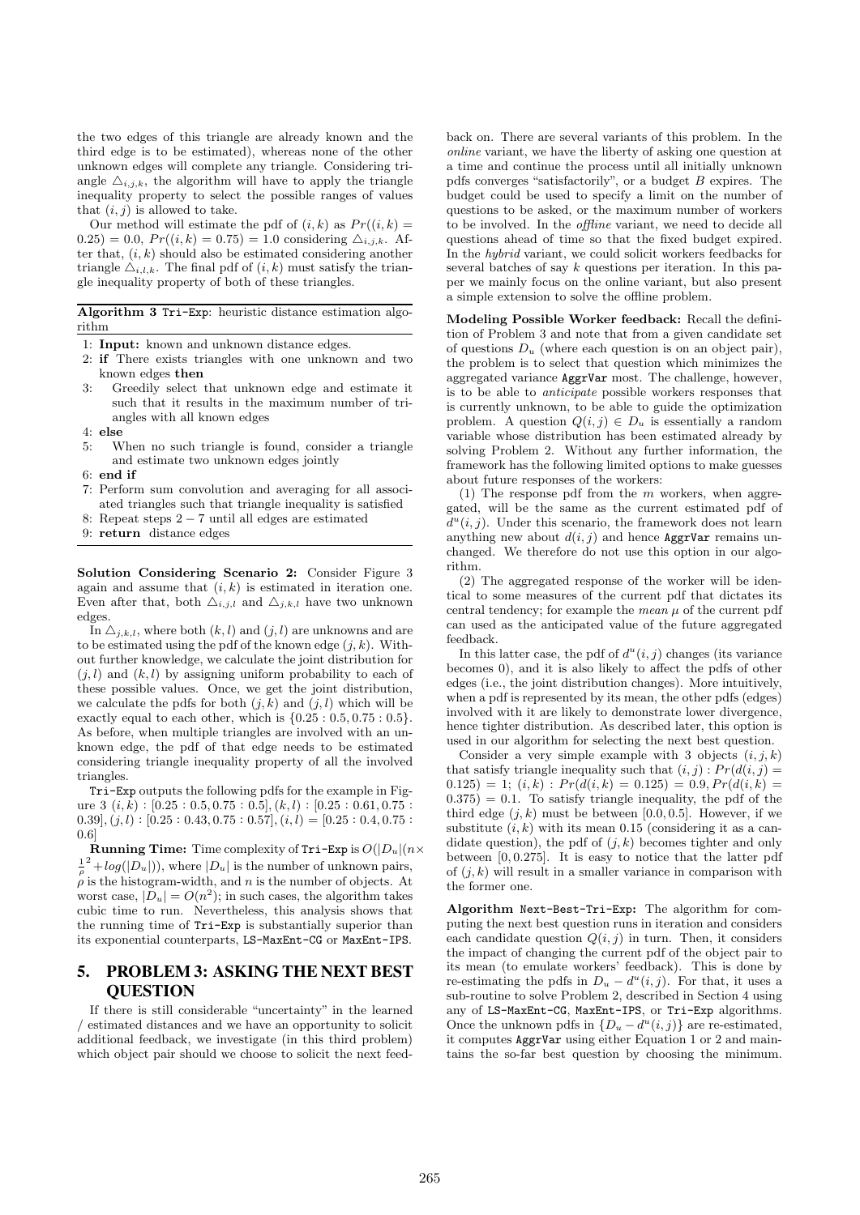the two edges of this triangle are already known and the third edge is to be estimated), whereas none of the other unknown edges will complete any triangle. Considering triangle $\triangle_{i,j,k}$, the algorithm will have to apply the triangle inequality property to select the possible ranges of values that $(i,j)$ is allowed to take.

Our method will estimate the pdf of $(i,k)$ as $Pr((i,k) = 0.25) = 0.0$, $Pr((i,k) = 0.75) = 1.0$ considering $\triangle_{i,j,k}$. After that, $(i,k)$ should also be estimated considering another triangle $\triangle_{i,l,k}$. The final pdf of $(i,k)$ must satisfy the triangle inequality property of both of these triangles.

**Algorithm 3** `Tri-Exp`: heuristic distance estimation algorithm

1: **Input:** known and unknown distance edges.
2: **if** There exists triangles with one unknown and two known edges **then**
3: Greedily select that unknown edge and estimate it such that it results in the maximum number of triangles with all known edges
4: **else**
5: When no such triangle is found, consider a triangle and estimate two unknown edges jointly
6: **end if**
7: Perform sum convolution and averaging for all associated triangles such that triangle inequality is satisfied
8: Repeat steps $2-7$ until all edges are estimated
9: **return** distance edges

**Solution Considering Scenario 2:** Consider Figure 3 again and assume that $(i,k)$ is estimated in iteration one. Even after that, both $\triangle_{i,j,l}$ and $\triangle_{j,k,l}$ have two unknown edges.

In $\triangle_{j,k,l}$, where both $(k,l)$ and $(j,l)$ are unknowns and are to be estimated using the pdf of the known edge $(j,k)$. Without further knowledge, we calculate the joint distribution for $(j,l)$ and $(k,l)$ by assigning uniform probability to each of these possible values. Once, we get the joint distribution, we calculate the pdfs for both $(j,k)$ and $(j,l)$ which will be exactly equal to each other, which is $\{0.25 : 0.5, 0.75 : 0.5\}$. As before, when multiple triangles are involved with an unknown edge, the pdf of that edge needs to be estimated considering triangle inequality property of all the involved triangles.

`Tri-Exp` outputs the following pdfs for the example in Figure 3 $(i,k) : [0.25 : 0.5, 0.75 : 0.5], (k,l) : [0.25 : 0.61, 0.75 : 0.39], (j,l) : [0.25 : 0.43, 0.75 : 0.57], (i,l) = [0.25 : 0.4, 0.75 : 0.6]$

**Running Time:** Time complexity of `Tri-Exp` is $O(|D_u|(n \times \frac{1}{\rho}^2 + log(|D_u|))$, where $|D_u|$ is the number of unknown pairs, $\rho$ is the histogram-width, and $n$ is the number of objects. At worst case, $|D_u| = O(n^2)$; in such cases, the algorithm takes cubic time to run. Nevertheless, this analysis shows that the running time of `Tri-Exp` is substantially superior than its exponential counterparts, `LS-MaxEnt-CG` or `MaxEnt-IPS`.

# 5. PROBLEM 3: ASKING THE NEXT BEST QUESTION

If there is still considerable "uncertainty" in the learned / estimated distances and we have an opportunity to solicit additional feedback, we investigate (in this third problem) which object pair should we choose to solicit the next feedback on. There are several variants of this problem. In the *online* variant, we have the liberty of asking one question at a time and continue the process until all initially unknown pdfs converges "satisfactorily", or a budget $B$ expires. The budget could be used to specify a limit on the number of questions to be asked, or the maximum number of workers to be involved. In the *offline* variant, we need to decide all questions ahead of time so that the fixed budget expired. In the *hybrid* variant, we could solicit workers feedbacks for several batches of say $k$ questions per iteration. In this paper we mainly focus on the online variant, but also present a simple extension to solve the offline problem.

**Modeling Possible Worker feedback:** Recall the definition of Problem 3 and note that from a given candidate set of questions $D_u$ (where each question is on an object pair), the problem is to select that question which minimizes the aggregated variance `AggrVar` most. The challenge, however, is to be able to *anticipate* possible workers responses that is currently unknown, to be able to guide the optimization problem. A question $Q(i,j) \in D_u$ is essentially a random variable whose distribution has been estimated already by solving Problem 2. Without any further information, the framework has the following limited options to make guesses about future responses of the workers:

(1) The response pdf from the $m$ workers, when aggregated, will be the same as the current estimated pdf of $d^u(i,j)$. Under this scenario, the framework does not learn anything new about $d(i,j)$ and hence `AggrVar` remains unchanged. We therefore do not use this option in our algorithm.

(2) The aggregated response of the worker will be identical to some measures of the current pdf that dictates its central tendency; for example the *mean* $\mu$ of the current pdf can used as the anticipated value of the future aggregated feedback.

In this latter case, the pdf of $d^u(i,j)$ changes (its variance becomes 0), and it is also likely to affect the pdfs of other edges (i.e., the joint distribution changes). More intuitively, when a pdf is represented by its mean, the other pdfs (edges) involved with it are likely to demonstrate lower divergence, hence tighter distribution. As described later, this option is used in our algorithm for selecting the next best question.

Consider a very simple example with 3 objects $(i,j,k)$ that satisfy triangle inequality such that $(i,j) : Pr(d(i,j) = 0.125) = 1$; $(i,k) : Pr(d(i,k) = 0.125) = 0.9, Pr(d(i,k) = 0.375) = 0.1$. To satisfy triangle inequality, the pdf of the third edge $(j,k)$ must be between $[0.0, 0.5]$. However, if we substitute $(i,k)$ with its mean 0.15 (considering it as a candidate question), the pdf of $(j,k)$ becomes tighter and only between $[0, 0.275]$. It is easy to notice that the latter pdf of $(j,k)$ will result in a smaller variance in comparison with the former one.

**Algorithm `Next-Best-Tri-Exp`:** The algorithm for computing the next best question runs in iteration and considers each candidate question $Q(i,j)$ in turn. Then, it considers the impact of changing the current pdf of the object pair to its mean (to emulate workers' feedback). This is done by re-estimating the pdfs in $D_u - d^u(i,j)$. For that, it uses a sub-routine to solve Problem 2, described in Section 4 using any of `LS-MaxEnt-CG`, `MaxEnt-IPS`, or `Tri-Exp` algorithms. Once the unknown pdfs in $\{D_u - d^u(i,j)\}$ are re-estimated, it computes `AggrVar` using either Equation 1 or 2 and maintains the so-far best question by choosing the minimum.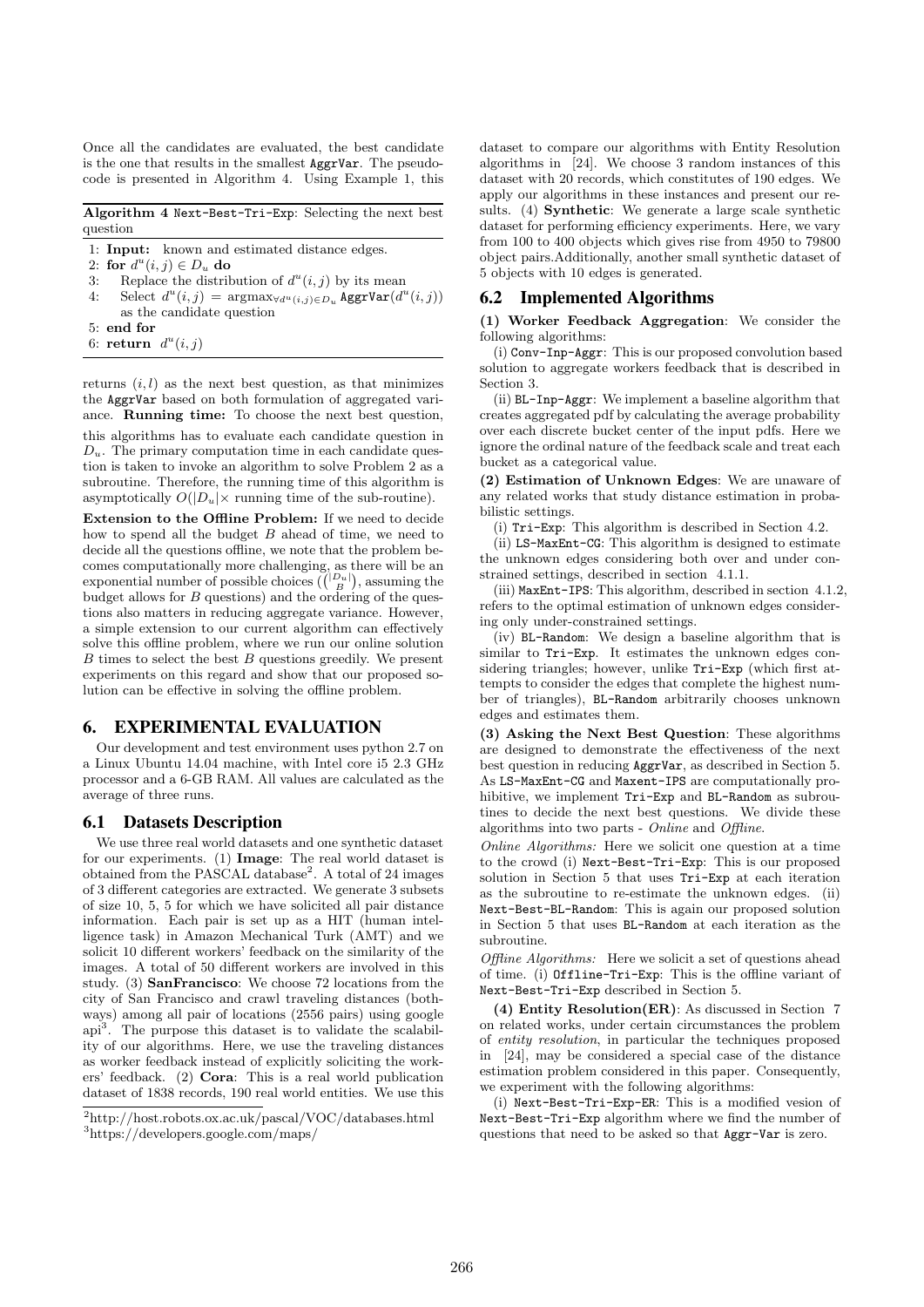Once all the candidates are evaluated, the best candidate is the one that results in the smallest AggrVar. The pseudocode is presented in Algorithm 4. Using Example 1, this

**Algorithm 4** Next-Best-Tri-Exp: Selecting the next best question

```
1: Input: known and estimated distance edges.
2: for d^u(i,j) ∈ D_u do
3:    Replace the distribution of d^u(i,j) by its mean
4:    Select d^u(i,j) = argmax_{∀d^u(i,j)∈D_u} AggrVar(d^u(i,j))
      as the candidate question
5: end for
6: return d^u(i,j)
```

returns $(i,l)$ as the next best question, as that minimizes the AggrVar based on both formulation of aggregated variance. **Running time:** To choose the next best question, this algorithms has to evaluate each candidate question in $D_u$. The primary computation time in each candidate question is taken to invoke an algorithm to solve Problem 2 as a subroutine. Therefore, the running time of this algorithm is asymptotically $O(|D_u| \times$ running time of the sub-routine).

**Extension to the Offline Problem:** If we need to decide how to spend all the budget $B$ ahead of time, we need to decide all the questions offline, we note that the problem becomes computationally more challenging, as there will be an exponential number of possible choices ($\binom{|D_u|}{B}$), assuming the budget allows for $B$ questions) and the ordering of the questions also matters in reducing aggregate variance. However, a simple extension to our current algorithm can effectively solve this offline problem, where we run our online solution $B$ times to select the best $B$ questions greedily. We present experiments on this regard and show that our proposed solution can be effective in solving the offline problem.

## 6. EXPERIMENTAL EVALUATION

Our development and test environment uses python 2.7 on a Linux Ubuntu 14.04 machine, with Intel core i5 2.3 GHz processor and a 6-GB RAM. All values are calculated as the average of three runs.

### 6.1 Datasets Description

We use three real world datasets and one synthetic dataset for our experiments. (1) **Image**: The real world dataset is obtained from the PASCAL database[2]. A total of 24 images of 3 different categories are extracted. We generate 3 subsets of size 10, 5, 5 for which we have solicited all pair distance information. Each pair is set up as a HIT (human intelligence task) in Amazon Mechanical Turk (AMT) and we solicit 10 different workers' feedback on the similarity of the images. A total of 50 different workers are involved in this study. (3) **SanFrancisco**: We choose 72 locations from the city of San Francisco and crawl traveling distances (both-ways) among all pair of locations (2556 pairs) using google api[3]. The purpose this dataset is to validate the scalability of our algorithms. Here, we use the traveling distances as worker feedback instead of explicitly soliciting the workers' feedback. (2) **Cora**: This is a real world publication dataset of 1838 records, 190 real world entities. We use this dataset to compare our algorithms with Entity Resolution algorithms in [24]. We choose 3 random instances of this dataset with 20 records, which constitutes of 190 edges. We apply our algorithms in these instances and present our results. (4) **Synthetic**: We generate a large scale synthetic dataset for performing efficiency experiments. Here, we vary from 100 to 400 objects which gives rise from 4950 to 79800 object pairs.Additionally, another small synthetic dataset of 5 objects with 10 edges is generated.

[2]http://host.robots.ox.ac.uk/pascal/VOC/databases.html

[3]https://developers.google.com/maps/

### 6.2 Implemented Algorithms

**(1) Worker Feedback Aggregation**: We consider the following algorithms:

(i) Conv-Inp-Aggr: This is our proposed convolution based solution to aggregate workers feedback that is described in Section 3.

(ii) BL-Inp-Aggr: We implement a baseline algorithm that creates aggregated pdf by calculating the average probability over each discrete bucket center of the input pdfs. Here we ignore the ordinal nature of the feedback scale and treat each bucket as a categorical value.

**(2) Estimation of Unknown Edges**: We are unaware of any related works that study distance estimation in probabilistic settings.

(i) Tri-Exp: This algorithm is described in Section 4.2.

(ii) LS-MaxEnt-CG: This algorithm is designed to estimate the unknown edges considering both over and under constrained settings, described in section 4.1.1.

(iii) MaxEnt-IPS: This algorithm, described in section 4.1.2, refers to the optimal estimation of unknown edges considering only under-constrained settings.

(iv) BL-Random: We design a baseline algorithm that is similar to Tri-Exp. It estimates the unknown edges considering triangles; however, unlike Tri-Exp (which first attempts to consider the edges that complete the highest number of triangles), BL-Random arbitrarily chooses unknown edges and estimates them.

**(3) Asking the Next Best Question**: These algorithms are designed to demonstrate the effectiveness of the next best question in reducing AggrVar, as described in Section 5. As LS-MaxEnt-CG and Maxent-IPS are computationally prohibitive, we implement Tri-Exp and BL-Random as subroutines to decide the next best questions. We divide these algorithms into two parts - *Online* and *Offline*.

*Online Algorithms:* Here we solicit one question at a time to the crowd (i) Next-Best-Tri-Exp: This is our proposed solution in Section 5 that uses Tri-Exp at each iteration as the subroutine to re-estimate the unknown edges. (ii) Next-Best-BL-Random: This is again our proposed solution in Section 5 that uses BL-Random at each iteration as the subroutine.

*Offline Algorithms:* Here we solicit a set of questions ahead of time. (i) Offline-Tri-Exp: This is the offline variant of Next-Best-Tri-Exp described in Section 5.

**(4) Entity Resolution(ER)**: As discussed in Section 7 on related works, under certain circumstances the problem of *entity resolution*, in particular the techniques proposed in [24], may be considered a special case of the distance estimation problem considered in this paper. Consequently, we experiment with the following algorithms:

(i) Next-Best-Tri-Exp-ER: This is a modified vesion of Next-Best-Tri-Exp algorithm where we find the number of questions that need to be asked so that Aggr-Var is zero.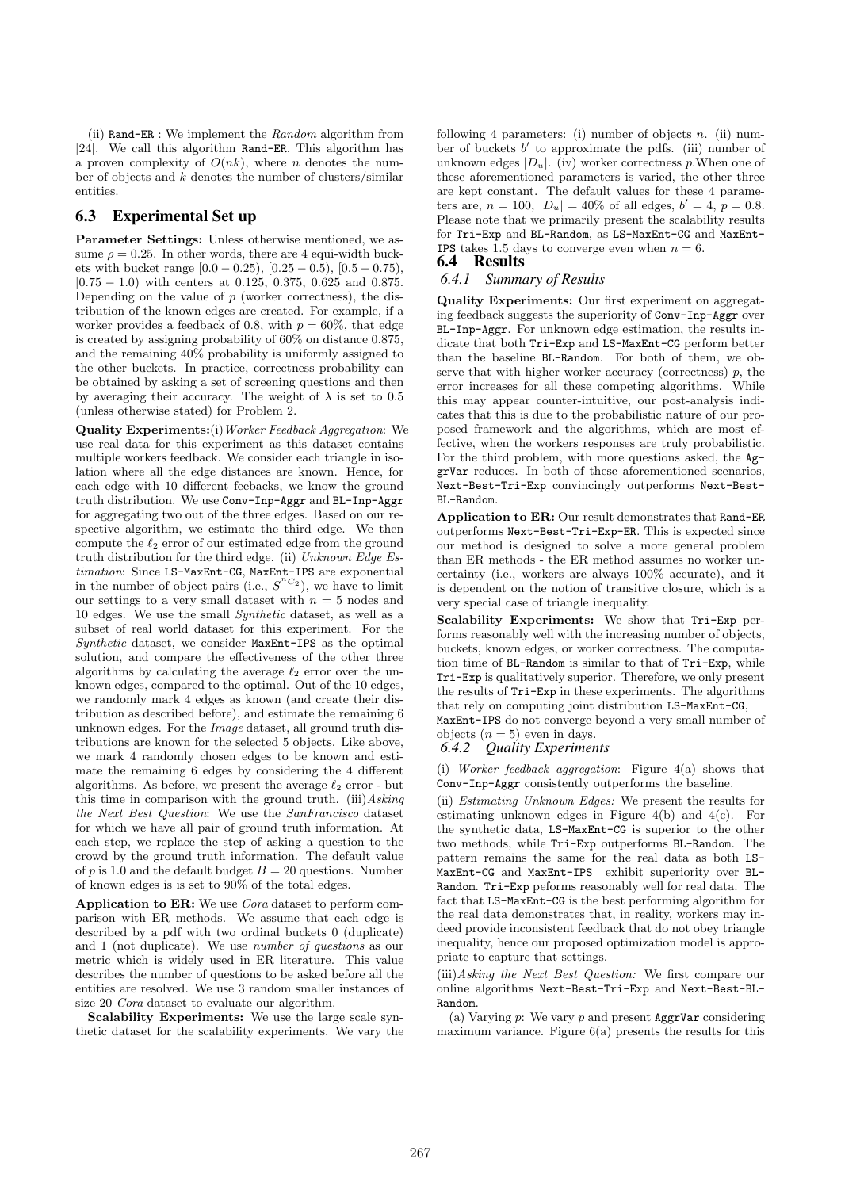(ii) `Rand-ER` : We implement the *Random* algorithm from [24]. We call this algorithm `Rand-ER`. This algorithm has a proven complexity of $O(nk)$, where $n$ denotes the number of objects and $k$ denotes the number of clusters/similar entities.

## 6.3 Experimental Set up

**Parameter Settings:** Unless otherwise mentioned, we assume $\rho = 0.25$. In other words, there are 4 equi-width buckets with bucket range $[0.0 - 0.25)$, $[0.25 - 0.5)$, $[0.5 - 0.75)$, $[0.75 - 1.0)$ with centers at 0.125, 0.375, 0.625 and 0.875. Depending on the value of $p$ (worker correctness), the distribution of the known edges are created. For example, if a worker provides a feedback of 0.8, with $p = 60\%$, that edge is created by assigning probability of 60% on distance 0.875, and the remaining 40% probability is uniformly assigned to the other buckets. In practice, correctness probability can be obtained by asking a set of screening questions and then by averaging their accuracy. The weight of $\lambda$ is set to 0.5 (unless otherwise stated) for Problem 2.

**Quality Experiments:**(i) *Worker Feedback Aggregation*: We use real data for this experiment as this dataset contains multiple workers feedback. We consider each triangle in isolation where all the edge distances are known. Hence, for each edge with 10 different feebacks, we know the ground truth distribution. We use `Conv-Inp-Aggr` and `BL-Inp-Aggr` for aggregating two out of the three edges. Based on our respective algorithm, we estimate the third edge. We then compute the $\ell_2$ error of our estimated edge from the ground truth distribution for the third edge. (ii) *Unknown Edge Estimation*: Since `LS-MaxEnt-CG`, `MaxEnt-IPS` are exponential in the number of object pairs (i.e., $S^{^nC_2}$), we have to limit our settings to a very small dataset with $n = 5$ nodes and 10 edges. We use the small *Synthetic* dataset, as well as a subset of real world dataset for this experiment. For the *Synthetic* dataset, we consider `MaxEnt-IPS` as the optimal solution, and compare the effectiveness of the other three algorithms by calculating the average $\ell_2$ error over the unknown edges, compared to the optimal. Out of the 10 edges, we randomly mark 4 edges as known (and create their distribution as described before), and estimate the remaining 6 unknown edges. For the *Image* dataset, all ground truth distributions are known for the selected 5 objects. Like above, we mark 4 randomly chosen edges to be known and estimate the remaining 6 edges by considering the 4 different algorithms. As before, we present the average $\ell_2$ error - but this time in comparison with the ground truth. (iii)*Asking the Next Best Question*: We use the *SanFrancisco* dataset for which we have all pair of ground truth information. At each step, we replace the step of asking a question to the crowd by the ground truth information. The default value of $p$ is 1.0 and the default budget $B = 20$ questions. Number of known edges is is set to 90% of the total edges.

**Application to ER:** We use *Cora* dataset to perform comparison with ER methods. We assume that each edge is described by a pdf with two ordinal buckets 0 (duplicate) and 1 (not duplicate). We use *number of questions* as our metric which is widely used in ER literature. This value describes the number of questions to be asked before all the entities are resolved. We use 3 random smaller instances of size 20 *Cora* dataset to evaluate our algorithm.

**Scalability Experiments:** We use the large scale synthetic dataset for the scalability experiments. We vary the following 4 parameters: (i) number of objects $n$. (ii) number of buckets $b'$ to approximate the pdfs. (iii) number of unknown edges $|D_u|$. (iv) worker correctness $p$.When one of these aforementioned parameters is varied, the other three are kept constant. The default values for these 4 parameters are, $n = 100$, $|D_u| = 40\%$ of all edges, $b' = 4$, $p = 0.8$. Please note that we primarily present the scalability results for `Tri-Exp` and `BL-Random`, as `LS-MaxEnt-CG` and `MaxEnt-IPS` takes 1.5 days to converge even when $n = 6$.

## 6.4 Results

### 6.4.1 Summary of Results

**Quality Experiments:** Our first experiment on aggregating feedback suggests the superiority of `Conv-Inp-Aggr` over `BL-Inp-Aggr`. For unknown edge estimation, the results indicate that both `Tri-Exp` and `LS-MaxEnt-CG` perform better than the baseline `BL-Random`. For both of them, we observe that with higher worker accuracy (correctness) $p$, the error increases for all these competing algorithms. While this may appear counter-intuitive, our post-analysis indicates that this is due to the probabilistic nature of our proposed framework and the algorithms, which are most effective, when the workers responses are truly probabilistic. For the third problem, with more questions asked, the `AggrVar` reduces. In both of these aforementioned scenarios, `Next-Best-Tri-Exp` convincingly outperforms `Next-Best-BL-Random`.

**Application to ER:** Our result demonstrates that `Rand-ER` outperforms `Next-Best-Tri-Exp-ER`. This is expected since our method is designed to solve a more general problem than ER methods - the ER method assumes no worker uncertainty (i.e., workers are always 100% accurate), and it is dependent on the notion of transitive closure, which is a very special case of triangle inequality.

**Scalability Experiments:** We show that `Tri-Exp` performs reasonably well with the increasing number of objects, buckets, known edges, or worker correctness. The computation time of `BL-Random` is similar to that of `Tri-Exp`, while `Tri-Exp` is qualitatively superior. Therefore, we only present the results of `Tri-Exp` in these experiments. The algorithms that rely on computing joint distribution `LS-MaxEnt-CG`, `MaxEnt-IPS` do not converge beyond a very small number of objects ($n = 5$) even in days.

### 6.4.2 Quality Experiments

(i) *Worker feedback aggregation*: Figure 4(a) shows that `Conv-Inp-Aggr` consistently outperforms the baseline.

(ii) *Estimating Unknown Edges:* We present the results for estimating unknown edges in Figure 4(b) and 4(c). For the synthetic data, `LS-MaxEnt-CG` is superior to the other two methods, while `Tri-Exp` outperforms `BL-Random`. The pattern remains the same for the real data as both `LS-MaxEnt-CG` and `MaxEnt-IPS` exhibit superiority over `BL-Random`. `Tri-Exp` peforms reasonably well for real data. The fact that `LS-MaxEnt-CG` is the best performing algorithm for the real data demonstrates that, in reality, workers may indeed provide inconsistent feedback that do not obey triangle inequality, hence our proposed optimization model is appropriate to capture that settings.

(iii)*Asking the Next Best Question:* We first compare our online algorithms `Next-Best-Tri-Exp` and `Next-Best-BL-Random`.

(a) Varying $p$: We vary $p$ and present `AggrVar` considering maximum variance. Figure 6(a) presents the results for this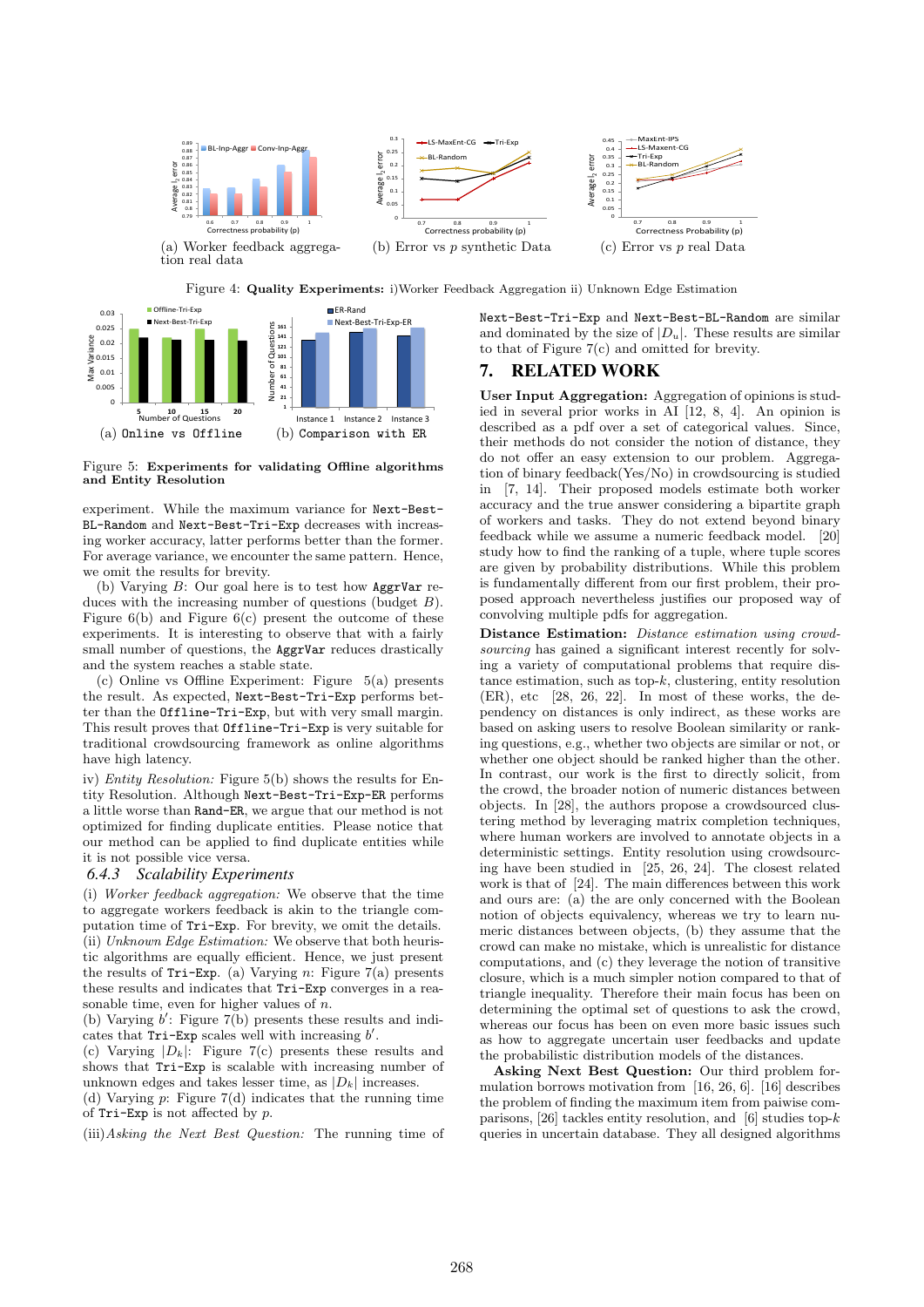(a) Worker feedback aggregation real data

(b) Error vs $p$ synthetic Data

(c) Error vs $p$ real Data

Figure 4: **Quality Experiments:** i)Worker Feedback Aggregation ii) Unknown Edge Estimation

(a) `Online` vs `Offline`

(b) `Comparison with ER`

Figure 5: **Experiments for validating Offline algorithms and Entity Resolution**

experiment. While the maximum variance for `Next-Best-BL-Random` and `Next-Best-Tri-Exp` decreases with increasing worker accuracy, latter performs better than the former. For average variance, we encounter the same pattern. Hence, we omit the results for brevity.

(b) Varying $B$: Our goal here is to test how `AggrVar` reduces with the increasing number of questions (budget $B$). Figure 6(b) and Figure 6(c) present the outcome of these experiments. It is interesting to observe that with a fairly small number of questions, the `AggrVar` reduces drastically and the system reaches a stable state.

(c) Online vs Offline Experiment: Figure 5(a) presents the result. As expected, `Next-Best-Tri-Exp` performs better than the `Offline-Tri-Exp`, but with very small margin. This result proves that `Offline-Tri-Exp` is very suitable for traditional crowdsourcing framework as online algorithms have high latency.

iv) *Entity Resolution:* Figure 5(b) shows the results for Entity Resolution. Although `Next-Best-Tri-Exp-ER` performs a little worse than `Rand-ER`, we argue that our method is not optimized for finding duplicate entities. Please notice that our method can be applied to find duplicate entities while it is not possible vice versa.

### 6.4.3 Scalability Experiments

(i) *Worker feedback aggregation:* We observe that the time to aggregate workers feedback is akin to the triangle computation time of `Tri-Exp`. For brevity, we omit the details.
(ii) *Unknown Edge Estimation:* We observe that both heuristic algorithms are equally efficient. Hence, we just present the results of `Tri-Exp`. (a) Varying $n$: Figure 7(a) presents these results and indicates that `Tri-Exp` converges in a reasonable time, even for higher values of $n$.
(b) Varying $b'$: Figure 7(b) presents these results and indicates that `Tri-Exp` scales well with increasing $b'$.
(c) Varying $|D_k|$: Figure 7(c) presents these results and shows that `Tri-Exp` is scalable with increasing number of unknown edges and takes lesser time, as $|D_k|$ increases.
(d) Varying $p$: Figure 7(d) indicates that the running time of `Tri-Exp` is not affected by $p$.

(iii)*Asking the Next Best Question:* The running time of `Next-Best-Tri-Exp` and `Next-Best-BL-Random` are similar and dominated by the size of $|D_u|$. These results are similar to that of Figure 7(c) and omitted for brevity.

## 7. RELATED WORK

**User Input Aggregation:** Aggregation of opinions is studied in several prior works in AI [12, 8, 4]. An opinion is described as a pdf over a set of categorical values. Since, their methods do not consider the notion of distance, they do not offer an easy extension to our problem. Aggregation of binary feedback(Yes/No) in crowdsourcing is studied in [7, 14]. Their proposed models estimate both worker accuracy and the true answer considering a bipartite graph of workers and tasks. They do not extend beyond binary feedback while we assume a numeric feedback model. [20] study how to find the ranking of a tuple, where tuple scores are given by probability distributions. While this problem is fundamentally different from our first problem, their proposed approach nevertheless justifies our proposed way of convolving multiple pdfs for aggregation.

**Distance Estimation:** *Distance estimation using crowdsourcing* has gained a significant interest recently for solving a variety of computational problems that require distance estimation, such as top-$k$, clustering, entity resolution (ER), etc [28, 26, 22]. In most of these works, the dependency on distances is only indirect, as these works are based on asking users to resolve Boolean similarity or ranking questions, e.g., whether two objects are similar or not, or whether one object should be ranked higher than the other. In contrast, our work is the first to directly solicit, from the crowd, the broader notion of numeric distances between objects. In [28], the authors propose a crowdsourced clustering method by leveraging matrix completion techniques, where human workers are involved to annotate objects in a deterministic settings. Entity resolution using crowdsourcing have been studied in [25, 26, 24]. The closest related work is that of [24]. The main differences between this work and ours are: (a) the are only concerned with the Boolean notion of objects equivalency, whereas we try to learn numeric distances between objects, (b) they assume that the crowd can make no mistake, which is unrealistic for distance computations, and (c) they leverage the notion of transitive closure, which is a much simpler notion compared to that of triangle inequality. Therefore their main focus has been on determining the optimal set of questions to ask the crowd, whereas our focus has been on even more basic issues such as how to aggregate uncertain user feedbacks and update the probabilistic distribution models of the distances.

**Asking Next Best Question:** Our third problem formulation borrows motivation from [16, 26, 6]. [16] describes the problem of finding the maximum item from paiwise comparisons, [26] tackles entity resolution, and [6] studies top-$k$ queries in uncertain database. They all designed algorithms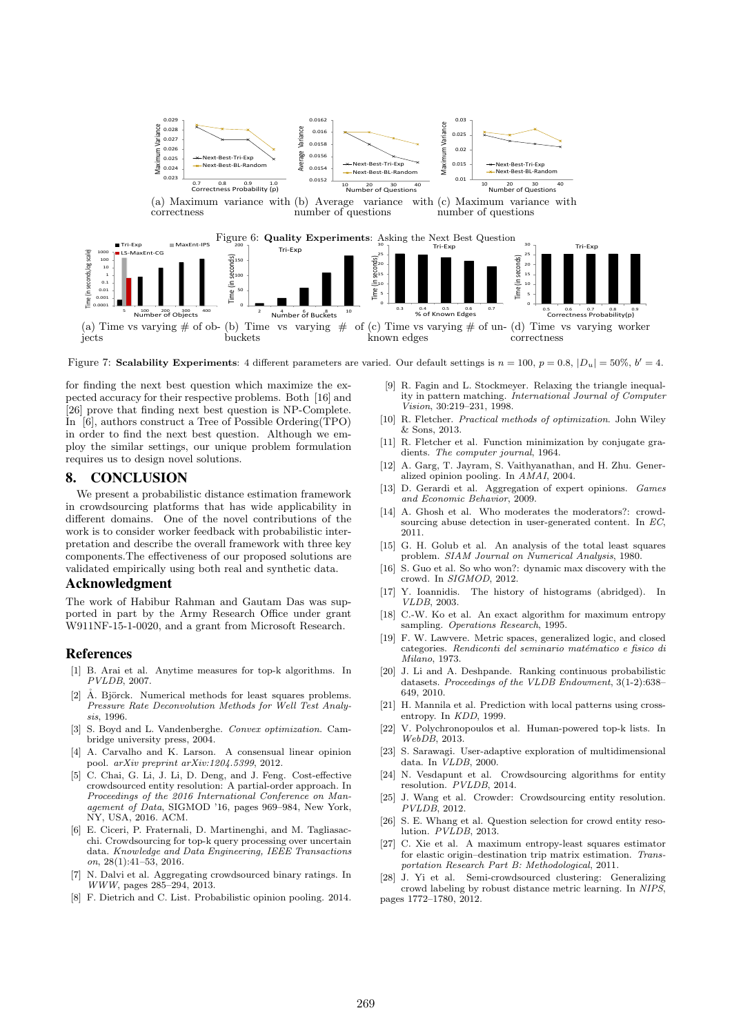0.029
0.028
0.027
0.026
0.025
0.024
0.023
Maximum Variance
Next-Best-Tri-Exp
Next-Best-BL-Random
0.7 0.8 0.9 1.0
Correctness Probability (p)

0.0162
0.016
0.0158
0.0156
0.0154
0.0152
Average Variance
Next-Best-Tri-Exp
Next-Best-BL-Random
10 20 30 40
Number of Questions

0.03
0.025
0.02
0.015
0.01
Maximum Variance
Next-Best-Tri-Exp
Next-Best-BL-Random
10 20 30 40
Number of Questions

(a) Maximum variance with correctness

(b) Average variance with number of questions

(c) Maximum variance with number of questions

Figure 6: **Quality Experiments**: Asking the Next Best Question

Tri-Exp
MaxEnt-IPS
LS-MaxEnt-CG
Time (in seconds, log scale)
1000
100
10
1
0.1
0.01
0.001
0.0001
5 100 200 300 400
Number of Objects

Tri-Exp
Time (in seconds)
200
150
100
50
0
2 4 6 8 10
Number of Buckets

Tri-Exp
Time (in seconds)
30
25
20
15
10
5
0
0.3 0.4 0.5 0.6 0.7
% of Known Edges

Tri-Exp
Time (in seconds)
30
25
20
15
10
5
0
0.5 0.6 0.7 0.8 0.9
Correctness Probability(p)

(a) Time vs varying # of objects

(b) Time vs varying # of buckets

(c) Time vs varying # of unknown edges

(d) Time vs varying worker correctness

Figure 7: **Scalability Experiments**: 4 different parameters are varied. Our default settings is $n = 100$, $p = 0.8$, $|D_u| = 50\%$, $b' = 4$.

for finding the next best question which maximize the expected accuracy for their respective problems. Both [16] and [26] prove that finding next best question is NP-Complete. In [6], authors construct a Tree of Possible Ordering(TPO) in order to find the next best question. Although we employ the similar settings, our unique problem formulation requires us to design novel solutions.

## 8. CONCLUSION

We present a probabilistic distance estimation framework in crowdsourcing platforms that has wide applicability in different domains. One of the novel contributions of the work is to consider worker feedback with probabilistic interpretation and describe the overall framework with three key components.The effectiveness of our proposed solutions are validated empirically using both real and synthetic data.

## Acknowledgment

The work of Habibur Rahman and Gautam Das was supported in part by the Army Research Office under grant W911NF-15-1-0020, and a grant from Microsoft Research.

## References

[1] B. Arai et al. Anytime measures for top-k algorithms. In *PVLDB*, 2007.

[2] Å. Björck. Numerical methods for least squares problems. *Pressure Rate Deconvolution Methods for Well Test Analysis*, 1996.

[3] S. Boyd and L. Vandenberghe. *Convex optimization*. Cambridge university press, 2004.

[4] A. Carvalho and K. Larson. A consensual linear opinion pool. *arXiv preprint arXiv:1204.5399*, 2012.

[5] C. Chai, G. Li, J. Li, D. Deng, and J. Feng. Cost-effective crowdsourced entity resolution: A partial-order approach. In *Proceedings of the 2016 International Conference on Management of Data*, SIGMOD '16, pages 969–984, New York, NY, USA, 2016. ACM.

[6] E. Ciceri, P. Fraternali, D. Martinenghi, and M. Tagliasacchi. Crowdsourcing for top-k query processing over uncertain data. *Knowledge and Data Engineering, IEEE Transactions on*, 28(1):41–53, 2016.

[7] N. Dalvi et al. Aggregating crowdsourced binary ratings. In *WWW*, pages 285–294, 2013.

[8] F. Dietrich and C. List. Probabilistic opinion pooling. 2014.

[9] R. Fagin and L. Stockmeyer. Relaxing the triangle inequality in pattern matching. *International Journal of Computer Vision*, 30:219–231, 1998.

[10] R. Fletcher. *Practical methods of optimization*. John Wiley & Sons, 2013.

[11] R. Fletcher et al. Function minimization by conjugate gradients. *The computer journal*, 1964.

[12] A. Garg, T. Jayram, S. Vaithyanathan, and H. Zhu. Generalized opinion pooling. In *AMAI*, 2004.

[13] D. Gerardi et al. Aggregation of expert opinions. *Games and Economic Behavior*, 2009.

[14] A. Ghosh et al. Who moderates the moderators?: crowdsourcing abuse detection in user-generated content. In *EC*, 2011.

[15] G. H. Golub et al. An analysis of the total least squares problem. *SIAM Journal on Numerical Analysis*, 1980.

[16] S. Guo et al. So who won?: dynamic max discovery with the crowd. In *SIGMOD*, 2012.

[17] Y. Ioannidis. The history of histograms (abridged). In *VLDB*, 2003.

[18] C.-W. Ko et al. An exact algorithm for maximum entropy sampling. *Operations Research*, 1995.

[19] F. W. Lawvere. Metric spaces, generalized logic, and closed categories. *Rendiconti del seminario matématico e fisico di Milano*, 1973.

[20] J. Li and A. Deshpande. Ranking continuous probabilistic datasets. *Proceedings of the VLDB Endowment*, 3(1-2):638–649, 2010.

[21] H. Mannila et al. Prediction with local patterns using cross-entropy. In *KDD*, 1999.

[22] V. Polychronopoulos et al. Human-powered top-k lists. In *WebDB*, 2013.

[23] S. Sarawagi. User-adaptive exploration of multidimensional data. In *VLDB*, 2000.

[24] N. Vesdapunt et al. Crowdsourcing algorithms for entity resolution. *PVLDB*, 2014.

[25] J. Wang et al. Crowder: Crowdsourcing entity resolution. *PVLDB*, 2012.

[26] S. E. Whang et al. Question selection for crowd entity resolution. *PVLDB*, 2013.

[27] C. Xie et al. A maximum entropy-least squares estimator for elastic origin–destination trip matrix estimation. *Transportation Research Part B: Methodological*, 2011.

[28] J. Yi et al. Semi-crowdsourced clustering: Generalizing crowd labeling by robust distance metric learning. In *NIPS*, pages 1772–1780, 2012.